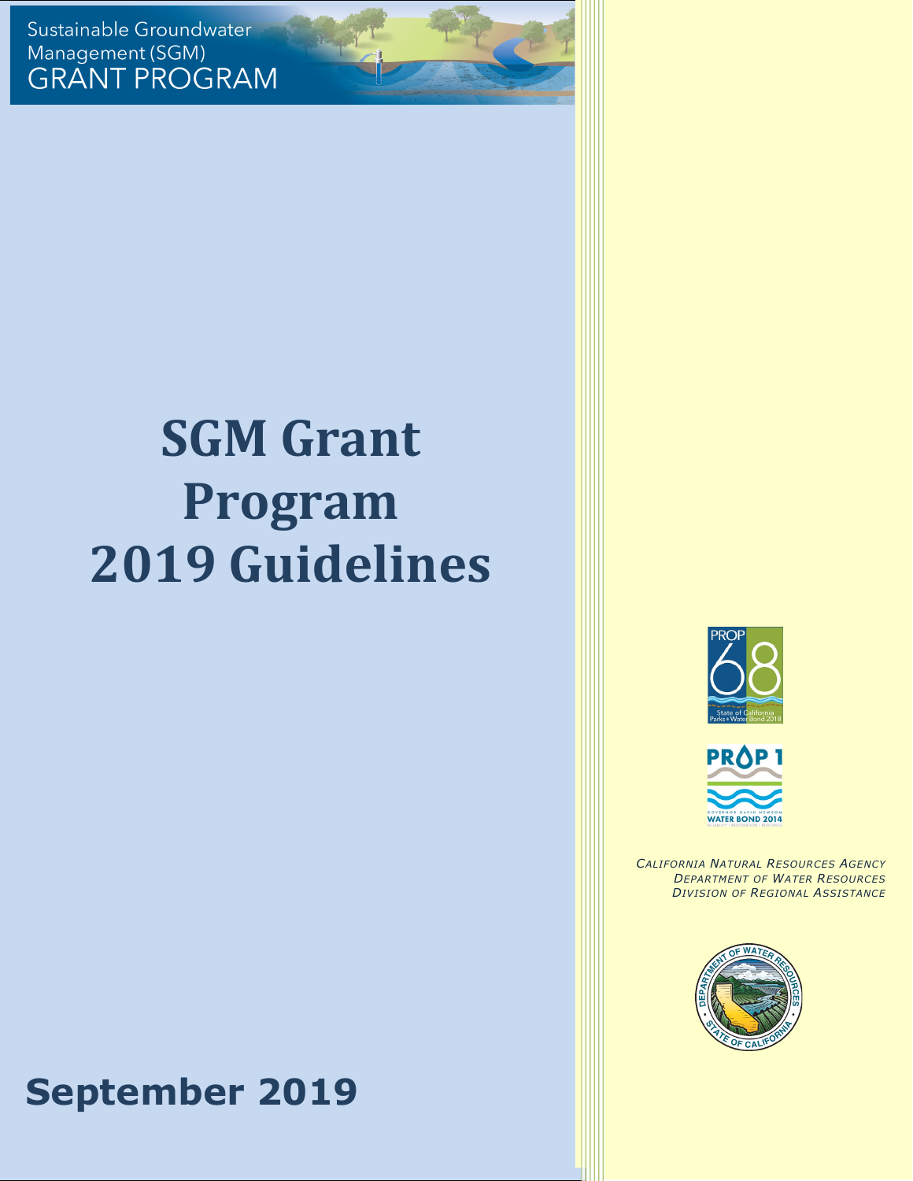Sustainable Groundwater Management (SGM) GRANT PROGRAM

# SGM Grant Program 2019 Guidelines

PROP 68 State of California Parks + Water Bond 2018

PROP 1 GOVERNOR GAVIN NEWSOM WATER BOND 2014

*CALIFORNIA NATURAL RESOURCES AGENCY*
*DEPARTMENT OF WATER RESOURCES*
*DIVISION OF REGIONAL ASSISTANCE*

**September 2019**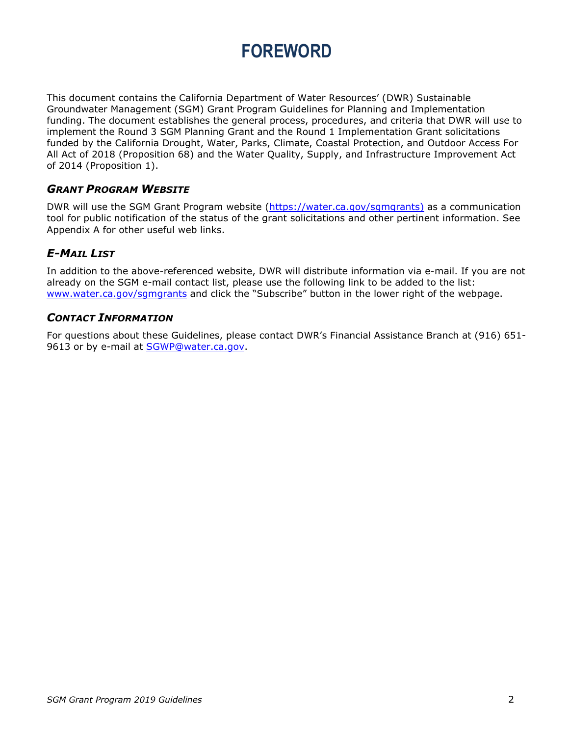# FOREWORD

This document contains the California Department of Water Resources' (DWR) Sustainable Groundwater Management (SGM) Grant Program Guidelines for Planning and Implementation funding. The document establishes the general process, procedures, and criteria that DWR will use to implement the Round 3 SGM Planning Grant and the Round 1 Implementation Grant solicitations funded by the California Drought, Water, Parks, Climate, Coastal Protection, and Outdoor Access For All Act of 2018 (Proposition 68) and the Water Quality, Supply, and Infrastructure Improvement Act of 2014 (Proposition 1).

### *Grant Program Website*

DWR will use the SGM Grant Program website (https://water.ca.gov/sgmgrants) as a communication tool for public notification of the status of the grant solicitations and other pertinent information. See Appendix A for other useful web links.

### *E-Mail List*

In addition to the above-referenced website, DWR will distribute information via e-mail. If you are not already on the SGM e-mail contact list, please use the following link to be added to the list: www.water.ca.gov/sgmgrants and click the "Subscribe" button in the lower right of the webpage.

### *Contact Information*

For questions about these Guidelines, please contact DWR's Financial Assistance Branch at (916) 651-9613 or by e-mail at SGWP@water.ca.gov.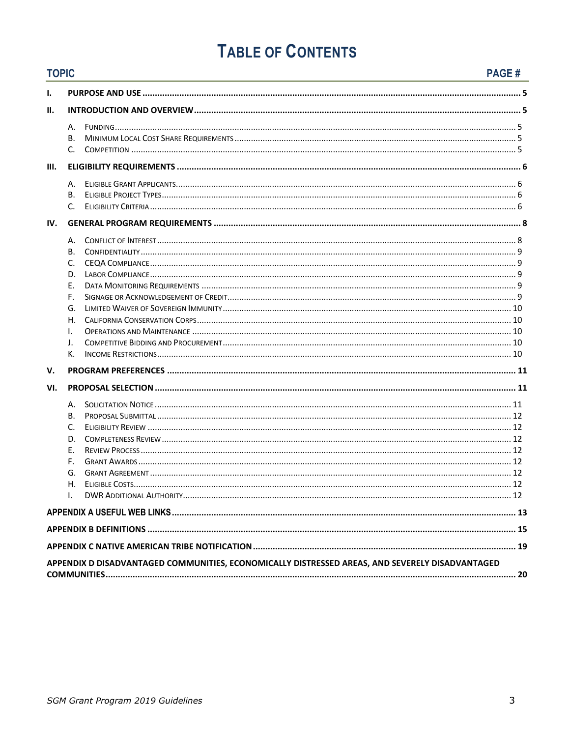# TABLE OF CONTENTS

| TOPIC | | PAGE # |
|---|---|---|
| I. | PURPOSE AND USE | 5 |
| II. | INTRODUCTION AND OVERVIEW | 5 |
| | A. FUNDING | 5 |
| | B. MINIMUM LOCAL COST SHARE REQUIREMENTS | 5 |
| | C. COMPETITION | 5 |
| III. | ELIGIBILITY REQUIREMENTS | 6 |
| | A. ELIGIBLE GRANT APPLICANTS | 6 |
| | B. ELIGIBLE PROJECT TYPES | 6 |
| | C. ELIGIBILITY CRITERIA | 6 |
| IV. | GENERAL PROGRAM REQUIREMENTS | 8 |
| | A. CONFLICT OF INTEREST | 8 |
| | B. CONFIDENTIALITY | 9 |
| | C. CEQA COMPLIANCE | 9 |
| | D. LABOR COMPLIANCE | 9 |
| | E. DATA MONITORING REQUIREMENTS | 9 |
| | F. SIGNAGE OR ACKNOWLEDGEMENT OF CREDIT | 9 |
| | G. LIMITED WAIVER OF SOVEREIGN IMMUNITY | 10 |
| | H. CALIFORNIA CONSERVATION CORPS | 10 |
| | I. OPERATIONS AND MAINTENANCE | 10 |
| | J. COMPETITIVE BIDDING AND PROCUREMENT | 10 |
| | K. INCOME RESTRICTIONS | 10 |
| V. | PROGRAM PREFERENCES | 11 |
| VI. | PROPOSAL SELECTION | 11 |
| | A. SOLICITATION NOTICE | 11 |
| | B. PROPOSAL SUBMITTAL | 12 |
| | C. ELIGIBILITY REVIEW | 12 |
| | D. COMPLETENESS REVIEW | 12 |
| | E. REVIEW PROCESS | 12 |
| | F. GRANT AWARDS | 12 |
| | G. GRANT AGREEMENT | 12 |
| | H. ELIGIBLE COSTS | 12 |
| | I. DWR ADDITIONAL AUTHORITY | 12 |
| APPENDIX A USEFUL WEB LINKS | | 13 |
| APPENDIX B DEFINITIONS | | 15 |
| APPENDIX C NATIVE AMERICAN TRIBE NOTIFICATION | | 19 |
| APPENDIX D DISADVANTAGED COMMUNITIES, ECONOMICALLY DISTRESSED AREAS, AND SEVERELY DISADVANTAGED COMMUNITIES | | 20 |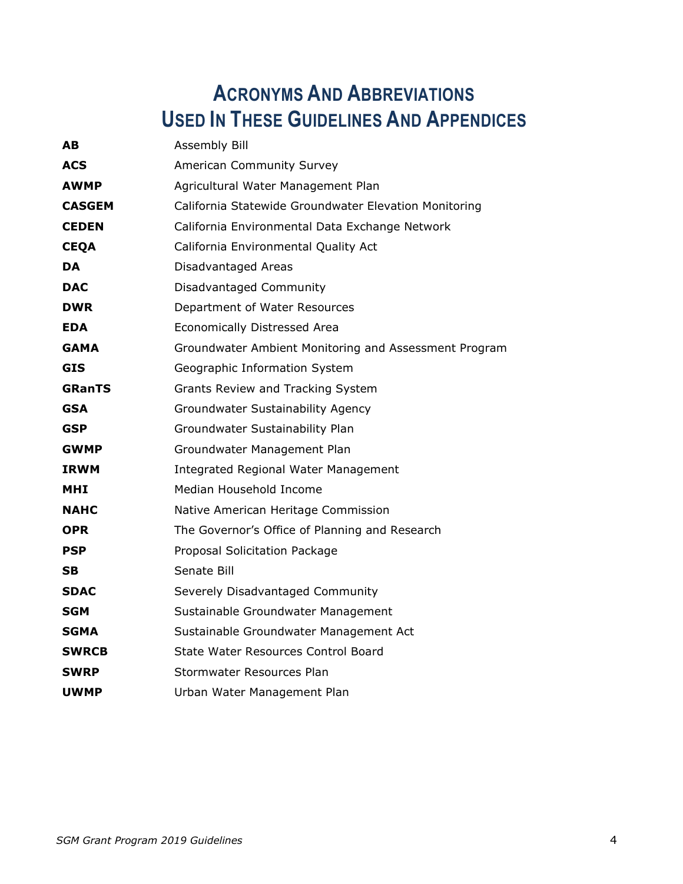# Acronyms And Abbreviations Used In These Guidelines And Appendices

| | |
|---|---|
| **AB** | Assembly Bill |
| **ACS** | American Community Survey |
| **AWMP** | Agricultural Water Management Plan |
| **CASGEM** | California Statewide Groundwater Elevation Monitoring |
| **CEDEN** | California Environmental Data Exchange Network |
| **CEQA** | California Environmental Quality Act |
| **DA** | Disadvantaged Areas |
| **DAC** | Disadvantaged Community |
| **DWR** | Department of Water Resources |
| **EDA** | Economically Distressed Area |
| **GAMA** | Groundwater Ambient Monitoring and Assessment Program |
| **GIS** | Geographic Information System |
| **GRanTS** | Grants Review and Tracking System |
| **GSA** | Groundwater Sustainability Agency |
| **GSP** | Groundwater Sustainability Plan |
| **GWMP** | Groundwater Management Plan |
| **IRWM** | Integrated Regional Water Management |
| **MHI** | Median Household Income |
| **NAHC** | Native American Heritage Commission |
| **OPR** | The Governor's Office of Planning and Research |
| **PSP** | Proposal Solicitation Package |
| **SB** | Senate Bill |
| **SDAC** | Severely Disadvantaged Community |
| **SGM** | Sustainable Groundwater Management |
| **SGMA** | Sustainable Groundwater Management Act |
| **SWRCB** | State Water Resources Control Board |
| **SWRP** | Stormwater Resources Plan |
| **UWMP** | Urban Water Management Plan |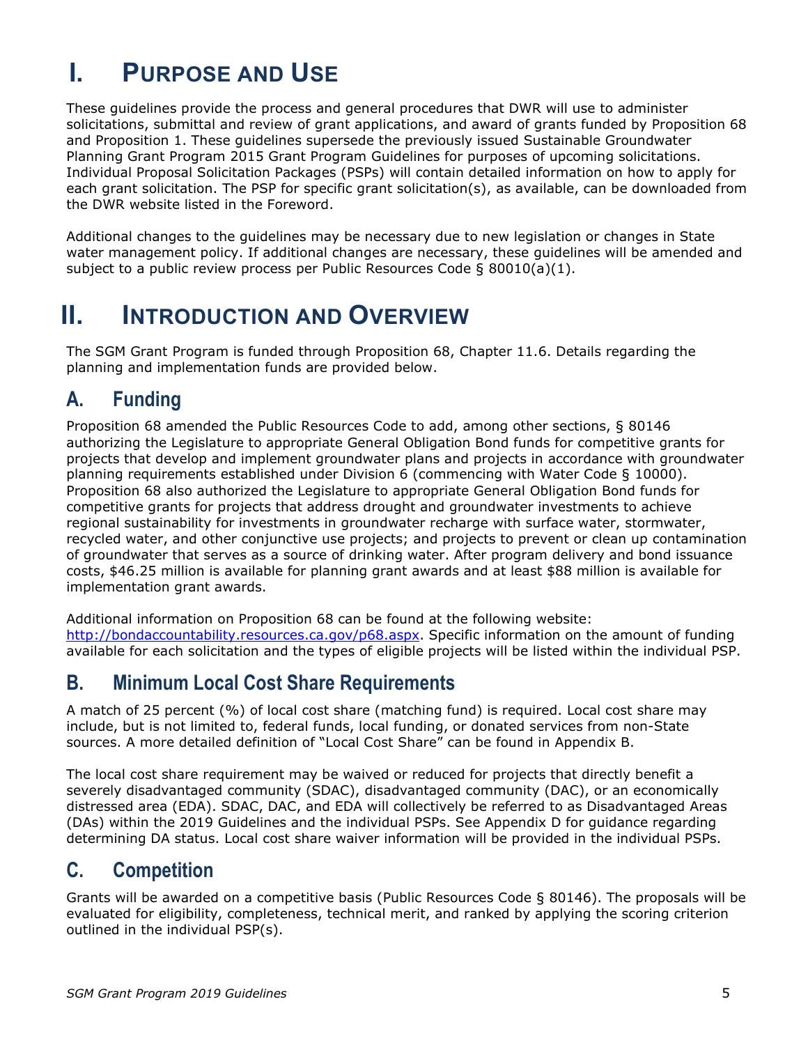# I. PURPOSE AND USE

These guidelines provide the process and general procedures that DWR will use to administer solicitations, submittal and review of grant applications, and award of grants funded by Proposition 68 and Proposition 1. These guidelines supersede the previously issued Sustainable Groundwater Planning Grant Program 2015 Grant Program Guidelines for purposes of upcoming solicitations. Individual Proposal Solicitation Packages (PSPs) will contain detailed information on how to apply for each grant solicitation. The PSP for specific grant solicitation(s), as available, can be downloaded from the DWR website listed in the Foreword.

Additional changes to the guidelines may be necessary due to new legislation or changes in State water management policy. If additional changes are necessary, these guidelines will be amended and subject to a public review process per Public Resources Code § 80010(a)(1).

# II. INTRODUCTION AND OVERVIEW

The SGM Grant Program is funded through Proposition 68, Chapter 11.6. Details regarding the planning and implementation funds are provided below.

## A. Funding

Proposition 68 amended the Public Resources Code to add, among other sections, § 80146 authorizing the Legislature to appropriate General Obligation Bond funds for competitive grants for projects that develop and implement groundwater plans and projects in accordance with groundwater planning requirements established under Division 6 (commencing with Water Code § 10000). Proposition 68 also authorized the Legislature to appropriate General Obligation Bond funds for competitive grants for projects that address drought and groundwater investments to achieve regional sustainability for investments in groundwater recharge with surface water, stormwater, recycled water, and other conjunctive use projects; and projects to prevent or clean up contamination of groundwater that serves as a source of drinking water. After program delivery and bond issuance costs, $46.25 million is available for planning grant awards and at least $88 million is available for implementation grant awards.

Additional information on Proposition 68 can be found at the following website: [http://bondaccountability.resources.ca.gov/p68.aspx](http://bondaccountability.resources.ca.gov/p68.aspx). Specific information on the amount of funding available for each solicitation and the types of eligible projects will be listed within the individual PSP.

## B. Minimum Local Cost Share Requirements

A match of 25 percent (%) of local cost share (matching fund) is required. Local cost share may include, but is not limited to, federal funds, local funding, or donated services from non-State sources. A more detailed definition of "Local Cost Share" can be found in Appendix B.

The local cost share requirement may be waived or reduced for projects that directly benefit a severely disadvantaged community (SDAC), disadvantaged community (DAC), or an economically distressed area (EDA). SDAC, DAC, and EDA will collectively be referred to as Disadvantaged Areas (DAs) within the 2019 Guidelines and the individual PSPs. See Appendix D for guidance regarding determining DA status. Local cost share waiver information will be provided in the individual PSPs.

## C. Competition

Grants will be awarded on a competitive basis (Public Resources Code § 80146). The proposals will be evaluated for eligibility, completeness, technical merit, and ranked by applying the scoring criterion outlined in the individual PSP(s).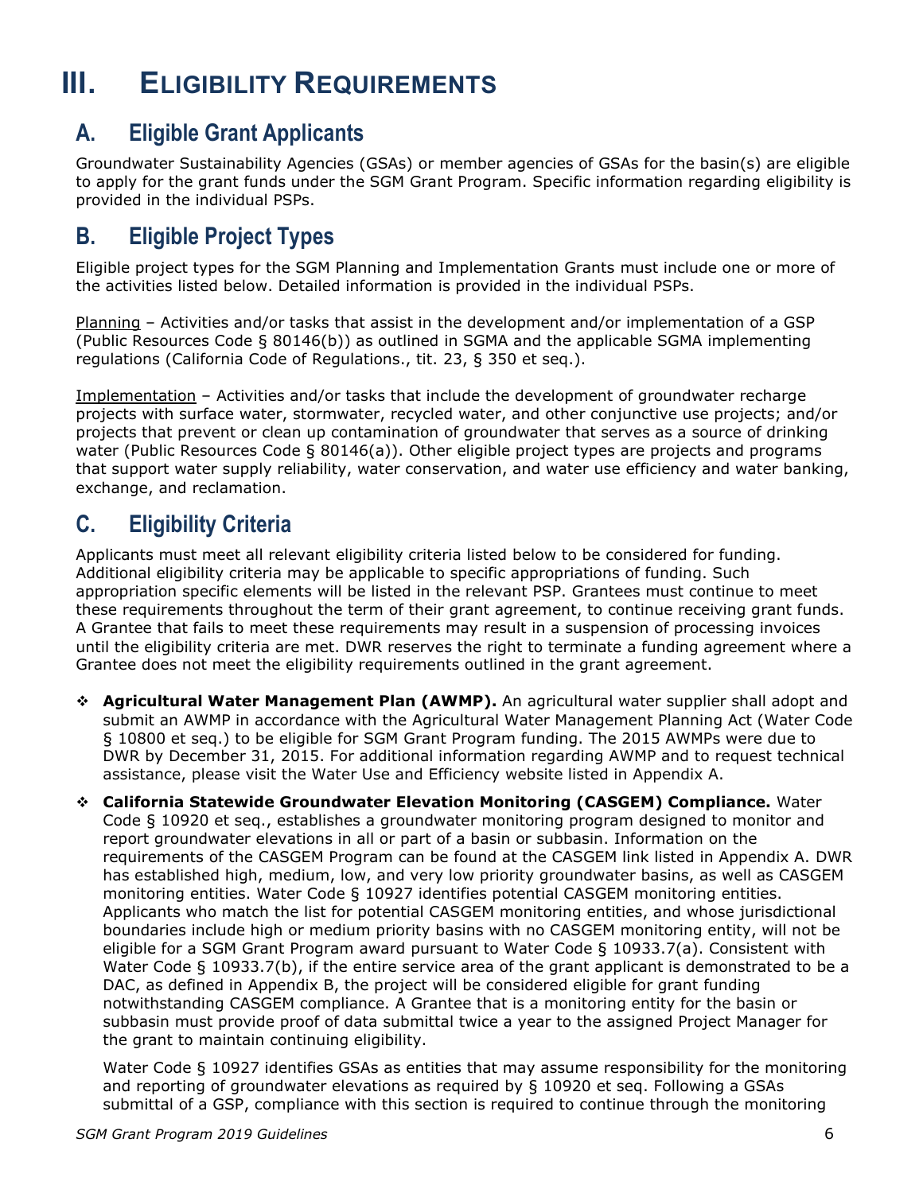# III. Eligibility Requirements

## A. Eligible Grant Applicants

Groundwater Sustainability Agencies (GSAs) or member agencies of GSAs for the basin(s) are eligible to apply for the grant funds under the SGM Grant Program. Specific information regarding eligibility is provided in the individual PSPs.

## B. Eligible Project Types

Eligible project types for the SGM Planning and Implementation Grants must include one or more of the activities listed below. Detailed information is provided in the individual PSPs.

Planning – Activities and/or tasks that assist in the development and/or implementation of a GSP (Public Resources Code § 80146(b)) as outlined in SGMA and the applicable SGMA implementing regulations (California Code of Regulations., tit. 23, § 350 et seq.).

Implementation – Activities and/or tasks that include the development of groundwater recharge projects with surface water, stormwater, recycled water, and other conjunctive use projects; and/or projects that prevent or clean up contamination of groundwater that serves as a source of drinking water (Public Resources Code § 80146(a)). Other eligible project types are projects and programs that support water supply reliability, water conservation, and water use efficiency and water banking, exchange, and reclamation.

## C. Eligibility Criteria

Applicants must meet all relevant eligibility criteria listed below to be considered for funding. Additional eligibility criteria may be applicable to specific appropriations of funding. Such appropriation specific elements will be listed in the relevant PSP. Grantees must continue to meet these requirements throughout the term of their grant agreement, to continue receiving grant funds. A Grantee that fails to meet these requirements may result in a suspension of processing invoices until the eligibility criteria are met. DWR reserves the right to terminate a funding agreement where a Grantee does not meet the eligibility requirements outlined in the grant agreement.

- **Agricultural Water Management Plan (AWMP).** An agricultural water supplier shall adopt and submit an AWMP in accordance with the Agricultural Water Management Planning Act (Water Code § 10800 et seq.) to be eligible for SGM Grant Program funding. The 2015 AWMPs were due to DWR by December 31, 2015. For additional information regarding AWMP and to request technical assistance, please visit the Water Use and Efficiency website listed in Appendix A.

- **California Statewide Groundwater Elevation Monitoring (CASGEM) Compliance.** Water Code § 10920 et seq., establishes a groundwater monitoring program designed to monitor and report groundwater elevations in all or part of a basin or subbasin. Information on the requirements of the CASGEM Program can be found at the CASGEM link listed in Appendix A. DWR has established high, medium, low, and very low priority groundwater basins, as well as CASGEM monitoring entities. Water Code § 10927 identifies potential CASGEM monitoring entities. Applicants who match the list for potential CASGEM monitoring entities, and whose jurisdictional boundaries include high or medium priority basins with no CASGEM monitoring entity, will not be eligible for a SGM Grant Program award pursuant to Water Code § 10933.7(a). Consistent with Water Code § 10933.7(b), if the entire service area of the grant applicant is demonstrated to be a DAC, as defined in Appendix B, the project will be considered eligible for grant funding notwithstanding CASGEM compliance. A Grantee that is a monitoring entity for the basin or subbasin must provide proof of data submittal twice a year to the assigned Project Manager for the grant to maintain continuing eligibility.

  Water Code § 10927 identifies GSAs as entities that may assume responsibility for the monitoring and reporting of groundwater elevations as required by § 10920 et seq. Following a GSAs submittal of a GSP, compliance with this section is required to continue through the monitoring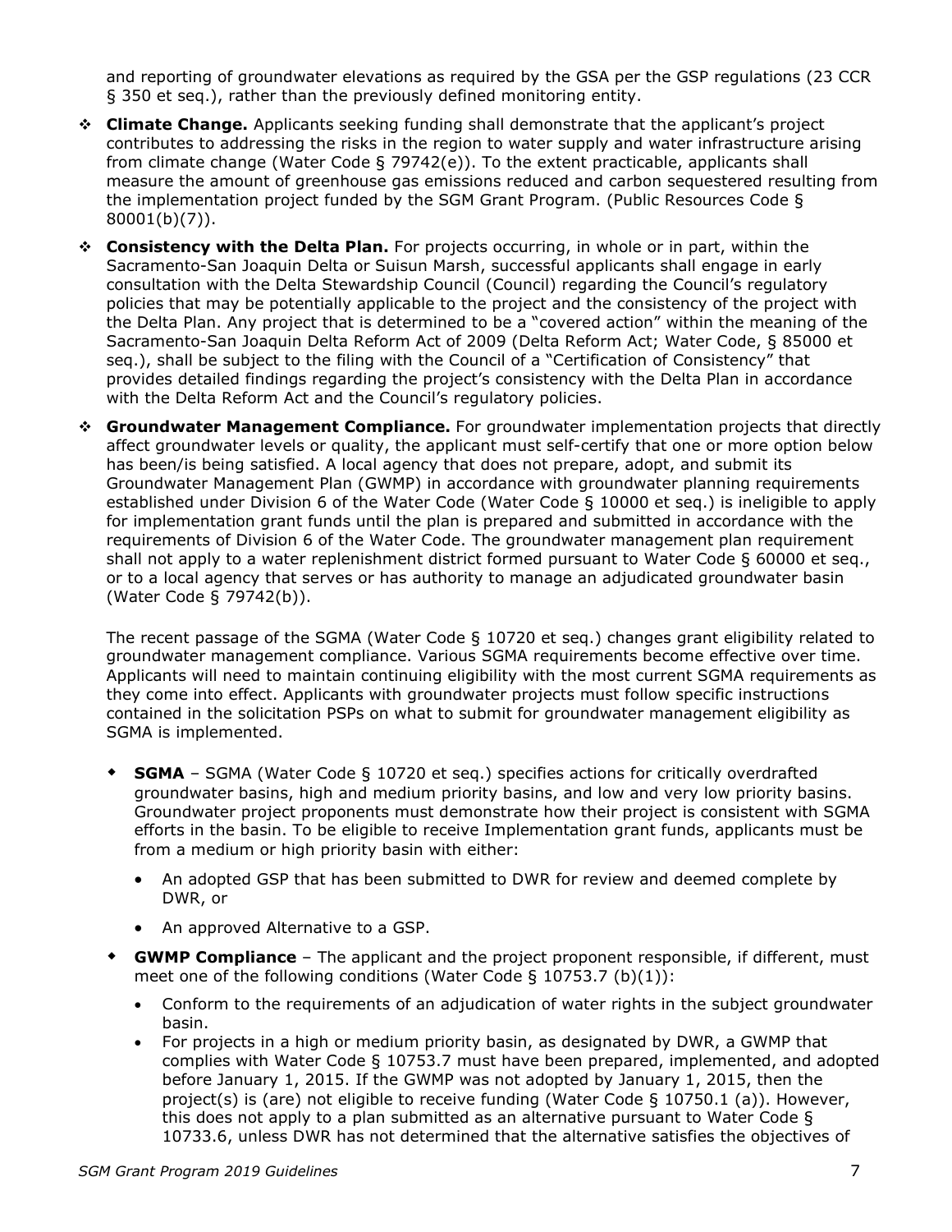and reporting of groundwater elevations as required by the GSA per the GSP regulations (23 CCR § 350 et seq.), rather than the previously defined monitoring entity.

- **Climate Change.** Applicants seeking funding shall demonstrate that the applicant's project contributes to addressing the risks in the region to water supply and water infrastructure arising from climate change (Water Code § 79742(e)). To the extent practicable, applicants shall measure the amount of greenhouse gas emissions reduced and carbon sequestered resulting from the implementation project funded by the SGM Grant Program. (Public Resources Code § 80001(b)(7)).
- **Consistency with the Delta Plan.** For projects occurring, in whole or in part, within the Sacramento-San Joaquin Delta or Suisun Marsh, successful applicants shall engage in early consultation with the Delta Stewardship Council (Council) regarding the Council's regulatory policies that may be potentially applicable to the project and the consistency of the project with the Delta Plan. Any project that is determined to be a "covered action" within the meaning of the Sacramento-San Joaquin Delta Reform Act of 2009 (Delta Reform Act; Water Code, § 85000 et seq.), shall be subject to the filing with the Council of a "Certification of Consistency" that provides detailed findings regarding the project's consistency with the Delta Plan in accordance with the Delta Reform Act and the Council's regulatory policies.
- **Groundwater Management Compliance.** For groundwater implementation projects that directly affect groundwater levels or quality, the applicant must self-certify that one or more option below has been/is being satisfied. A local agency that does not prepare, adopt, and submit its Groundwater Management Plan (GWMP) in accordance with groundwater planning requirements established under Division 6 of the Water Code (Water Code § 10000 et seq.) is ineligible to apply for implementation grant funds until the plan is prepared and submitted in accordance with the requirements of Division 6 of the Water Code. The groundwater management plan requirement shall not apply to a water replenishment district formed pursuant to Water Code § 60000 et seq., or to a local agency that serves or has authority to manage an adjudicated groundwater basin (Water Code § 79742(b)).

  The recent passage of the SGMA (Water Code § 10720 et seq.) changes grant eligibility related to groundwater management compliance. Various SGMA requirements become effective over time. Applicants will need to maintain continuing eligibility with the most current SGMA requirements as they come into effect. Applicants with groundwater projects must follow specific instructions contained in the solicitation PSPs on what to submit for groundwater management eligibility as SGMA is implemented.

  - **SGMA** – SGMA (Water Code § 10720 et seq.) specifies actions for critically overdrafted groundwater basins, high and medium priority basins, and low and very low priority basins. Groundwater project proponents must demonstrate how their project is consistent with SGMA efforts in the basin. To be eligible to receive Implementation grant funds, applicants must be from a medium or high priority basin with either:
    - An adopted GSP that has been submitted to DWR for review and deemed complete by DWR, or
    - An approved Alternative to a GSP.
  - **GWMP Compliance** – The applicant and the project proponent responsible, if different, must meet one of the following conditions (Water Code § 10753.7 (b)(1)):
    - Conform to the requirements of an adjudication of water rights in the subject groundwater basin.
    - For projects in a high or medium priority basin, as designated by DWR, a GWMP that complies with Water Code § 10753.7 must have been prepared, implemented, and adopted before January 1, 2015. If the GWMP was not adopted by January 1, 2015, then the project(s) is (are) not eligible to receive funding (Water Code § 10750.1 (a)). However, this does not apply to a plan submitted as an alternative pursuant to Water Code § 10733.6, unless DWR has not determined that the alternative satisfies the objectives of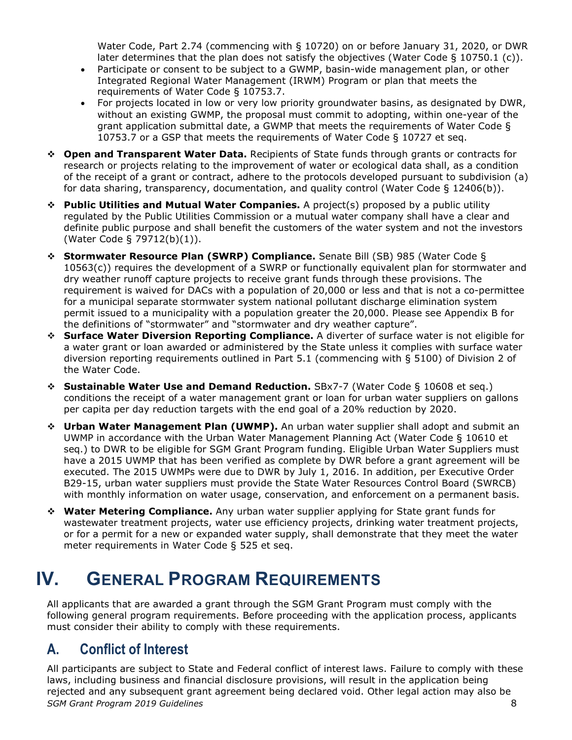Water Code, Part 2.74 (commencing with § 10720) on or before January 31, 2020, or DWR later determines that the plan does not satisfy the objectives (Water Code § 10750.1 (c)).

- Participate or consent to be subject to a GWMP, basin-wide management plan, or other Integrated Regional Water Management (IRWM) Program or plan that meets the requirements of Water Code § 10753.7.
- For projects located in low or very low priority groundwater basins, as designated by DWR, without an existing GWMP, the proposal must commit to adopting, within one-year of the grant application submittal date, a GWMP that meets the requirements of Water Code § 10753.7 or a GSP that meets the requirements of Water Code § 10727 et seq.

❖ **Open and Transparent Water Data.** Recipients of State funds through grants or contracts for research or projects relating to the improvement of water or ecological data shall, as a condition of the receipt of a grant or contract, adhere to the protocols developed pursuant to subdivision (a) for data sharing, transparency, documentation, and quality control (Water Code § 12406(b)).

❖ **Public Utilities and Mutual Water Companies.** A project(s) proposed by a public utility regulated by the Public Utilities Commission or a mutual water company shall have a clear and definite public purpose and shall benefit the customers of the water system and not the investors (Water Code § 79712(b)(1)).

❖ **Stormwater Resource Plan (SWRP) Compliance.** Senate Bill (SB) 985 (Water Code § 10563(c)) requires the development of a SWRP or functionally equivalent plan for stormwater and dry weather runoff capture projects to receive grant funds through these provisions. The requirement is waived for DACs with a population of 20,000 or less and that is not a co-permittee for a municipal separate stormwater system national pollutant discharge elimination system permit issued to a municipality with a population greater the 20,000. Please see Appendix B for the definitions of "stormwater" and "stormwater and dry weather capture".

❖ **Surface Water Diversion Reporting Compliance.** A diverter of surface water is not eligible for a water grant or loan awarded or administered by the State unless it complies with surface water diversion reporting requirements outlined in Part 5.1 (commencing with § 5100) of Division 2 of the Water Code.

❖ **Sustainable Water Use and Demand Reduction.** SBx7-7 (Water Code § 10608 et seq.) conditions the receipt of a water management grant or loan for urban water suppliers on gallons per capita per day reduction targets with the end goal of a 20% reduction by 2020.

❖ **Urban Water Management Plan (UWMP).** An urban water supplier shall adopt and submit an UWMP in accordance with the Urban Water Management Planning Act (Water Code § 10610 et seq.) to DWR to be eligible for SGM Grant Program funding. Eligible Urban Water Suppliers must have a 2015 UWMP that has been verified as complete by DWR before a grant agreement will be executed. The 2015 UWMPs were due to DWR by July 1, 2016. In addition, per Executive Order B29-15, urban water suppliers must provide the State Water Resources Control Board (SWRCB) with monthly information on water usage, conservation, and enforcement on a permanent basis.

❖ **Water Metering Compliance.** Any urban water supplier applying for State grant funds for wastewater treatment projects, water use efficiency projects, drinking water treatment projects, or for a permit for a new or expanded water supply, shall demonstrate that they meet the water meter requirements in Water Code § 525 et seq.

# IV. General Program Requirements

All applicants that are awarded a grant through the SGM Grant Program must comply with the following general program requirements. Before proceeding with the application process, applicants must consider their ability to comply with these requirements.

## A. Conflict of Interest

All participants are subject to State and Federal conflict of interest laws. Failure to comply with these laws, including business and financial disclosure provisions, will result in the application being rejected and any subsequent grant agreement being declared void. Other legal action may also be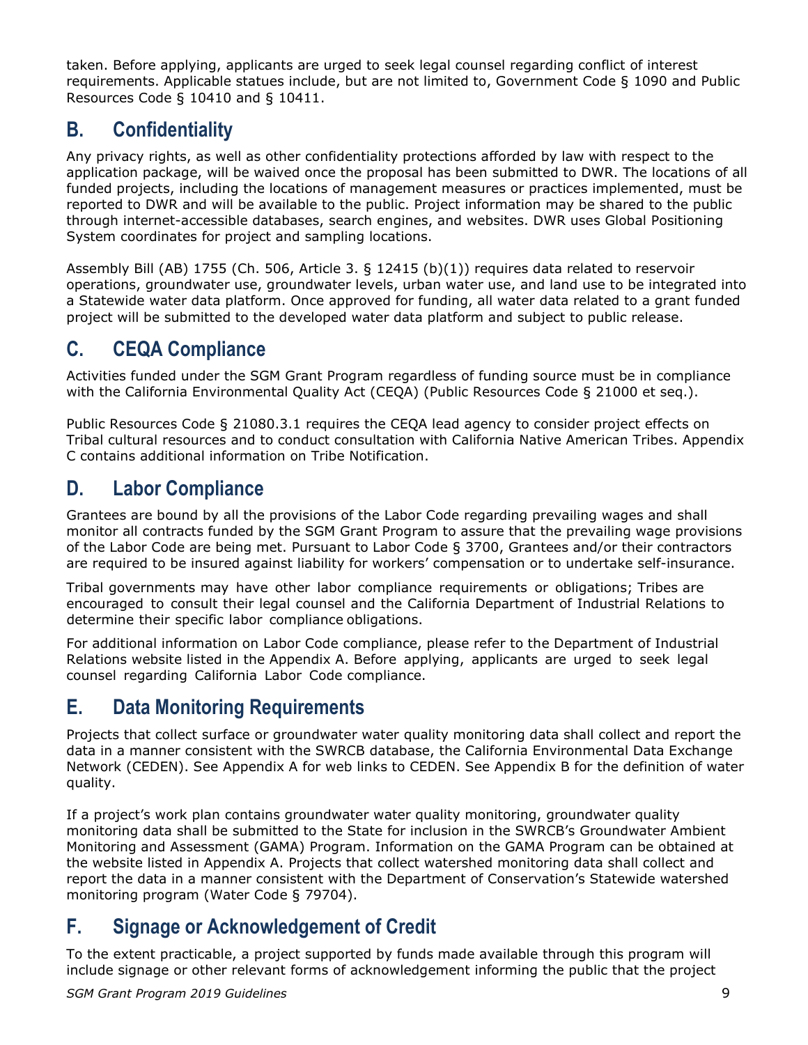taken. Before applying, applicants are urged to seek legal counsel regarding conflict of interest requirements. Applicable statues include, but are not limited to, Government Code § 1090 and Public Resources Code § 10410 and § 10411.

## B. Confidentiality

Any privacy rights, as well as other confidentiality protections afforded by law with respect to the application package, will be waived once the proposal has been submitted to DWR. The locations of all funded projects, including the locations of management measures or practices implemented, must be reported to DWR and will be available to the public. Project information may be shared to the public through internet-accessible databases, search engines, and websites. DWR uses Global Positioning System coordinates for project and sampling locations.

Assembly Bill (AB) 1755 (Ch. 506, Article 3. § 12415 (b)(1)) requires data related to reservoir operations, groundwater use, groundwater levels, urban water use, and land use to be integrated into a Statewide water data platform. Once approved for funding, all water data related to a grant funded project will be submitted to the developed water data platform and subject to public release.

## C. CEQA Compliance

Activities funded under the SGM Grant Program regardless of funding source must be in compliance with the California Environmental Quality Act (CEQA) (Public Resources Code § 21000 et seq.).

Public Resources Code § 21080.3.1 requires the CEQA lead agency to consider project effects on Tribal cultural resources and to conduct consultation with California Native American Tribes. Appendix C contains additional information on Tribe Notification.

## D. Labor Compliance

Grantees are bound by all the provisions of the Labor Code regarding prevailing wages and shall monitor all contracts funded by the SGM Grant Program to assure that the prevailing wage provisions of the Labor Code are being met. Pursuant to Labor Code § 3700, Grantees and/or their contractors are required to be insured against liability for workers' compensation or to undertake self-insurance.

Tribal governments may have other labor compliance requirements or obligations; Tribes are encouraged to consult their legal counsel and the California Department of Industrial Relations to determine their specific labor compliance obligations.

For additional information on Labor Code compliance, please refer to the Department of Industrial Relations website listed in the Appendix A. Before applying, applicants are urged to seek legal counsel regarding California Labor Code compliance.

## E. Data Monitoring Requirements

Projects that collect surface or groundwater water quality monitoring data shall collect and report the data in a manner consistent with the SWRCB database, the California Environmental Data Exchange Network (CEDEN). See Appendix A for web links to CEDEN. See Appendix B for the definition of water quality.

If a project's work plan contains groundwater water quality monitoring, groundwater quality monitoring data shall be submitted to the State for inclusion in the SWRCB's Groundwater Ambient Monitoring and Assessment (GAMA) Program. Information on the GAMA Program can be obtained at the website listed in Appendix A. Projects that collect watershed monitoring data shall collect and report the data in a manner consistent with the Department of Conservation's Statewide watershed monitoring program (Water Code § 79704).

## F. Signage or Acknowledgement of Credit

To the extent practicable, a project supported by funds made available through this program will include signage or other relevant forms of acknowledgement informing the public that the project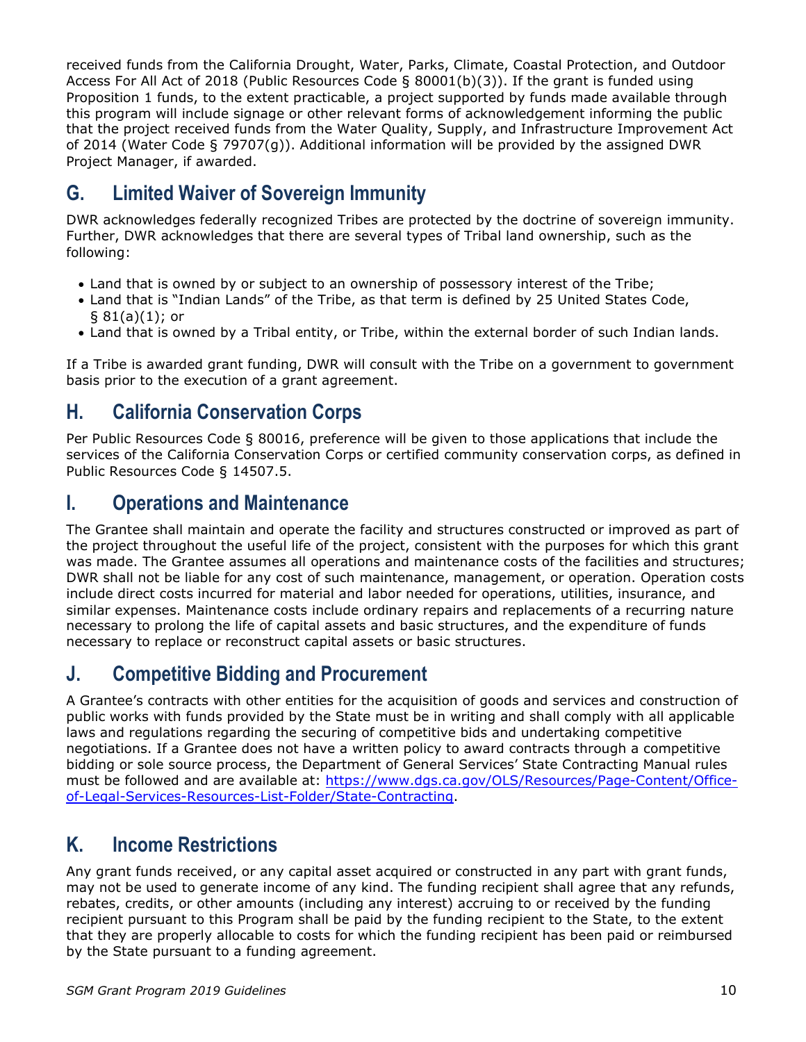received funds from the California Drought, Water, Parks, Climate, Coastal Protection, and Outdoor Access For All Act of 2018 (Public Resources Code § 80001(b)(3)). If the grant is funded using Proposition 1 funds, to the extent practicable, a project supported by funds made available through this program will include signage or other relevant forms of acknowledgement informing the public that the project received funds from the Water Quality, Supply, and Infrastructure Improvement Act of 2014 (Water Code § 79707(g)). Additional information will be provided by the assigned DWR Project Manager, if awarded.

## G. Limited Waiver of Sovereign Immunity

DWR acknowledges federally recognized Tribes are protected by the doctrine of sovereign immunity. Further, DWR acknowledges that there are several types of Tribal land ownership, such as the following:

- Land that is owned by or subject to an ownership of possessory interest of the Tribe;
- Land that is "Indian Lands" of the Tribe, as that term is defined by 25 United States Code, § 81(a)(1); or
- Land that is owned by a Tribal entity, or Tribe, within the external border of such Indian lands.

If a Tribe is awarded grant funding, DWR will consult with the Tribe on a government to government basis prior to the execution of a grant agreement.

## H. California Conservation Corps

Per Public Resources Code § 80016, preference will be given to those applications that include the services of the California Conservation Corps or certified community conservation corps, as defined in Public Resources Code § 14507.5.

## I. Operations and Maintenance

The Grantee shall maintain and operate the facility and structures constructed or improved as part of the project throughout the useful life of the project, consistent with the purposes for which this grant was made. The Grantee assumes all operations and maintenance costs of the facilities and structures; DWR shall not be liable for any cost of such maintenance, management, or operation. Operation costs include direct costs incurred for material and labor needed for operations, utilities, insurance, and similar expenses. Maintenance costs include ordinary repairs and replacements of a recurring nature necessary to prolong the life of capital assets and basic structures, and the expenditure of funds necessary to replace or reconstruct capital assets or basic structures.

## J. Competitive Bidding and Procurement

A Grantee's contracts with other entities for the acquisition of goods and services and construction of public works with funds provided by the State must be in writing and shall comply with all applicable laws and regulations regarding the securing of competitive bids and undertaking competitive negotiations. If a Grantee does not have a written policy to award contracts through a competitive bidding or sole source process, the Department of General Services' State Contracting Manual rules must be followed and are available at: [https://www.dgs.ca.gov/OLS/Resources/Page-Content/Office-of-Legal-Services-Resources-List-Folder/State-Contracting](https://www.dgs.ca.gov/OLS/Resources/Page-Content/Office-of-Legal-Services-Resources-List-Folder/State-Contracting).

## K. Income Restrictions

Any grant funds received, or any capital asset acquired or constructed in any part with grant funds, may not be used to generate income of any kind. The funding recipient shall agree that any refunds, rebates, credits, or other amounts (including any interest) accruing to or received by the funding recipient pursuant to this Program shall be paid by the funding recipient to the State, to the extent that they are properly allocable to costs for which the funding recipient has been paid or reimbursed by the State pursuant to a funding agreement.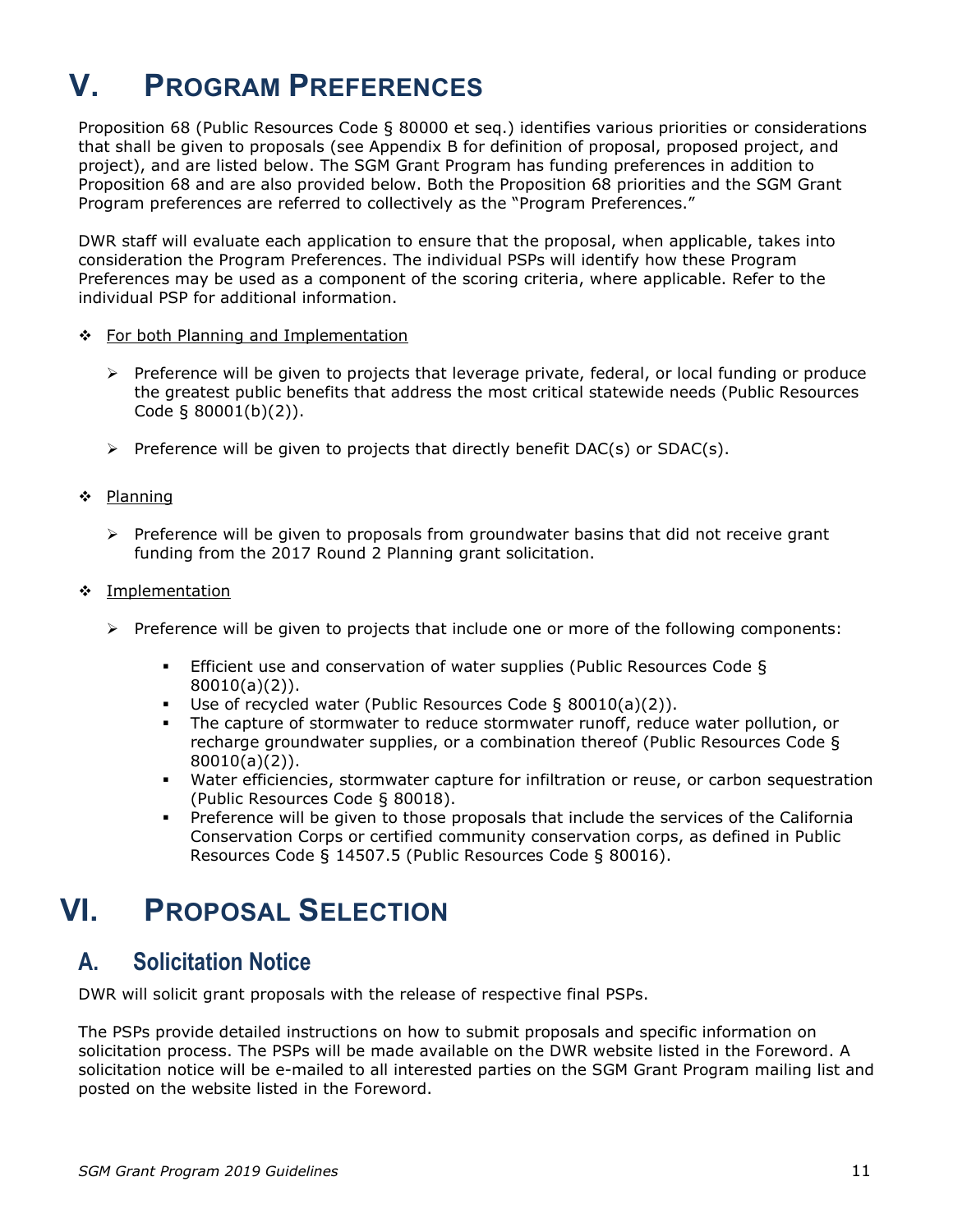# V. Program Preferences

Proposition 68 (Public Resources Code § 80000 et seq.) identifies various priorities or considerations that shall be given to proposals (see Appendix B for definition of proposal, proposed project, and project), and are listed below. The SGM Grant Program has funding preferences in addition to Proposition 68 and are also provided below. Both the Proposition 68 priorities and the SGM Grant Program preferences are referred to collectively as the "Program Preferences."

DWR staff will evaluate each application to ensure that the proposal, when applicable, takes into consideration the Program Preferences. The individual PSPs will identify how these Program Preferences may be used as a component of the scoring criteria, where applicable. Refer to the individual PSP for additional information.

- For both Planning and Implementation
  - Preference will be given to projects that leverage private, federal, or local funding or produce the greatest public benefits that address the most critical statewide needs (Public Resources Code § 80001(b)(2)).
  - Preference will be given to projects that directly benefit DAC(s) or SDAC(s).
- Planning
  - Preference will be given to proposals from groundwater basins that did not receive grant funding from the 2017 Round 2 Planning grant solicitation.
- Implementation
  - Preference will be given to projects that include one or more of the following components:
    - Efficient use and conservation of water supplies (Public Resources Code § 80010(a)(2)).
    - Use of recycled water (Public Resources Code § 80010(a)(2)).
    - The capture of stormwater to reduce stormwater runoff, reduce water pollution, or recharge groundwater supplies, or a combination thereof (Public Resources Code § 80010(a)(2)).
    - Water efficiencies, stormwater capture for infiltration or reuse, or carbon sequestration (Public Resources Code § 80018).
    - Preference will be given to those proposals that include the services of the California Conservation Corps or certified community conservation corps, as defined in Public Resources Code § 14507.5 (Public Resources Code § 80016).

# VI. Proposal Selection

## A. Solicitation Notice

DWR will solicit grant proposals with the release of respective final PSPs.

The PSPs provide detailed instructions on how to submit proposals and specific information on solicitation process. The PSPs will be made available on the DWR website listed in the Foreword. A solicitation notice will be e-mailed to all interested parties on the SGM Grant Program mailing list and posted on the website listed in the Foreword.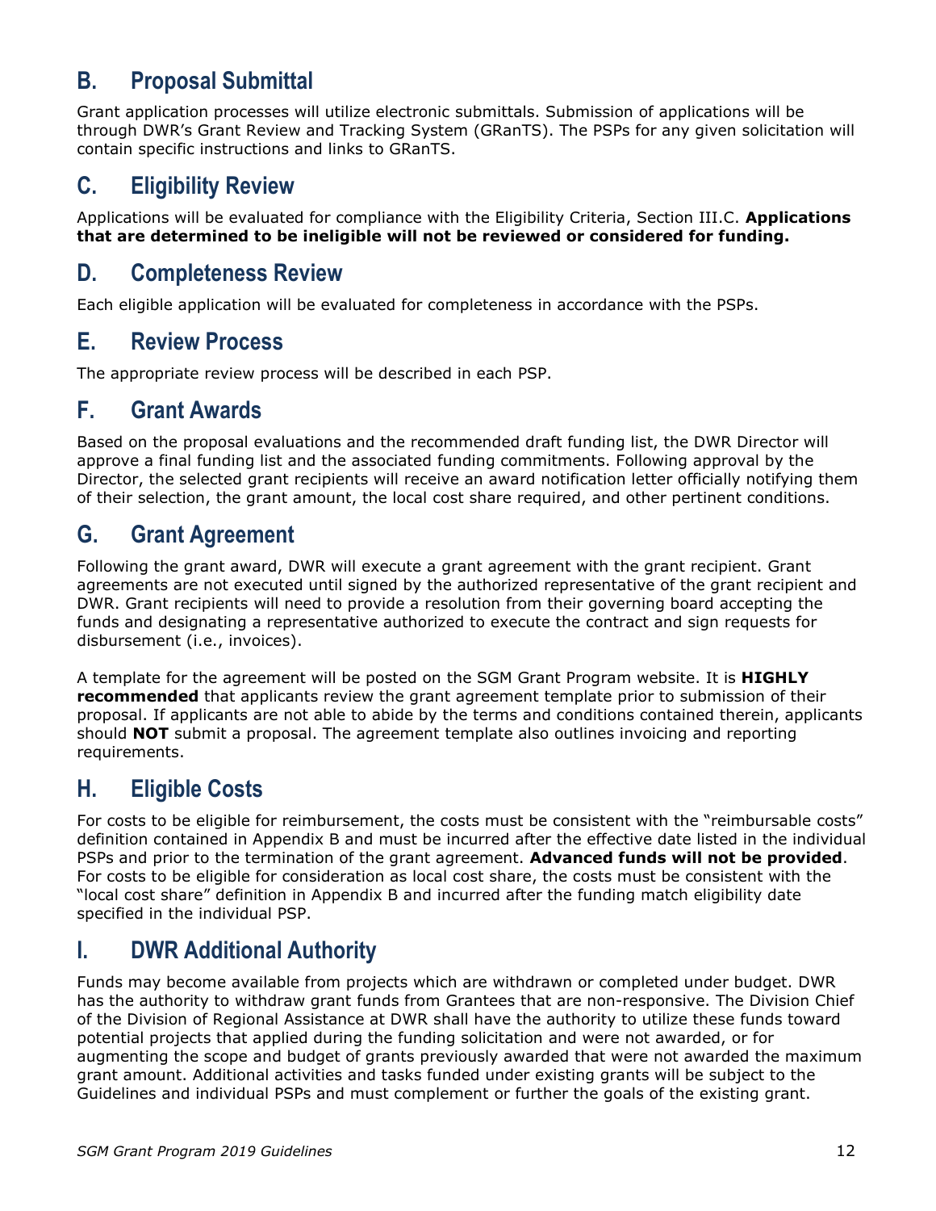## B. Proposal Submittal

Grant application processes will utilize electronic submittals. Submission of applications will be through DWR's Grant Review and Tracking System (GRanTS). The PSPs for any given solicitation will contain specific instructions and links to GRanTS.

## C. Eligibility Review

Applications will be evaluated for compliance with the Eligibility Criteria, Section III.C. **Applications that are determined to be ineligible will not be reviewed or considered for funding.**

## D. Completeness Review

Each eligible application will be evaluated for completeness in accordance with the PSPs.

## E. Review Process

The appropriate review process will be described in each PSP.

## F. Grant Awards

Based on the proposal evaluations and the recommended draft funding list, the DWR Director will approve a final funding list and the associated funding commitments. Following approval by the Director, the selected grant recipients will receive an award notification letter officially notifying them of their selection, the grant amount, the local cost share required, and other pertinent conditions.

## G. Grant Agreement

Following the grant award, DWR will execute a grant agreement with the grant recipient. Grant agreements are not executed until signed by the authorized representative of the grant recipient and DWR. Grant recipients will need to provide a resolution from their governing board accepting the funds and designating a representative authorized to execute the contract and sign requests for disbursement (i.e., invoices).

A template for the agreement will be posted on the SGM Grant Program website. It is **HIGHLY recommended** that applicants review the grant agreement template prior to submission of their proposal. If applicants are not able to abide by the terms and conditions contained therein, applicants should **NOT** submit a proposal. The agreement template also outlines invoicing and reporting requirements.

## H. Eligible Costs

For costs to be eligible for reimbursement, the costs must be consistent with the "reimbursable costs" definition contained in Appendix B and must be incurred after the effective date listed in the individual PSPs and prior to the termination of the grant agreement. **Advanced funds will not be provided**. For costs to be eligible for consideration as local cost share, the costs must be consistent with the "local cost share" definition in Appendix B and incurred after the funding match eligibility date specified in the individual PSP.

## I. DWR Additional Authority

Funds may become available from projects which are withdrawn or completed under budget. DWR has the authority to withdraw grant funds from Grantees that are non-responsive. The Division Chief of the Division of Regional Assistance at DWR shall have the authority to utilize these funds toward potential projects that applied during the funding solicitation and were not awarded, or for augmenting the scope and budget of grants previously awarded that were not awarded the maximum grant amount. Additional activities and tasks funded under existing grants will be subject to the Guidelines and individual PSPs and must complement or further the goals of the existing grant.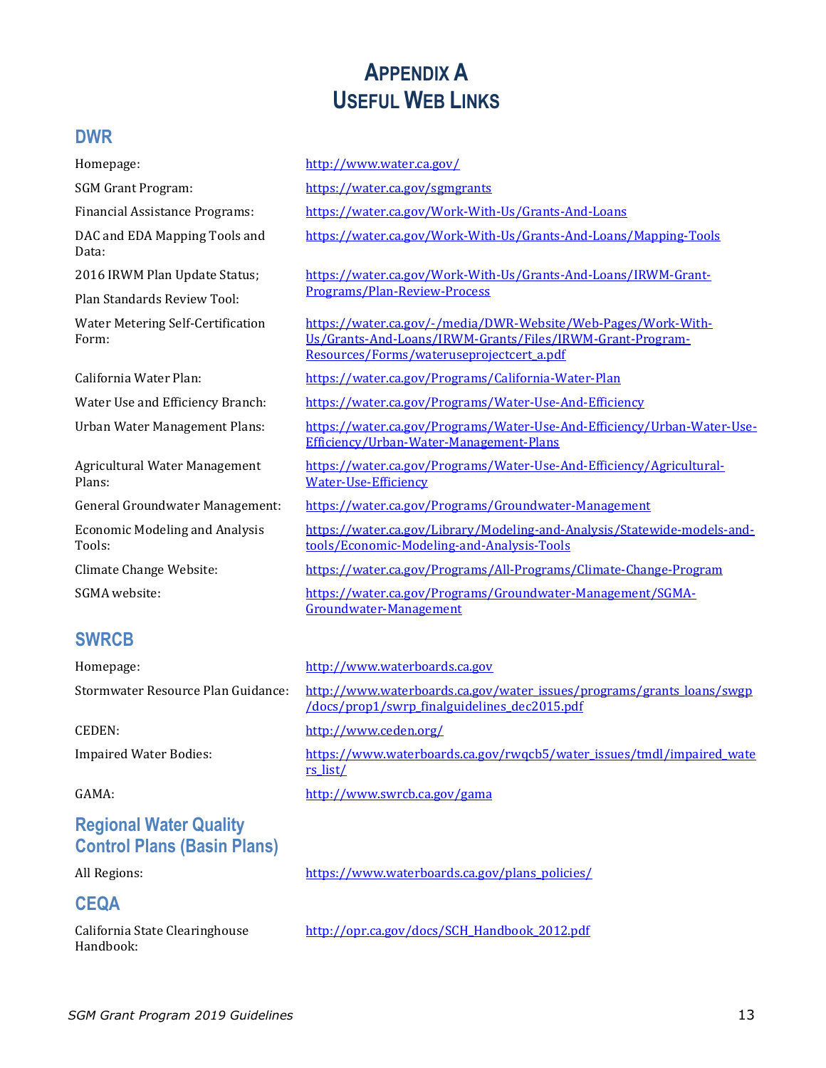# Appendix A
# Useful Web Links

## DWR

| | |
|---|---|
| Homepage: | http://www.water.ca.gov/ |
| SGM Grant Program: | https://water.ca.gov/sgmgrants |
| Financial Assistance Programs: | https://water.ca.gov/Work-With-Us/Grants-And-Loans |
| DAC and EDA Mapping Tools and Data: | https://water.ca.gov/Work-With-Us/Grants-And-Loans/Mapping-Tools |
| 2016 IRWM Plan Update Status; Plan Standards Review Tool: | https://water.ca.gov/Work-With-Us/Grants-And-Loans/IRWM-Grant-Programs/Plan-Review-Process |
| Water Metering Self-Certification Form: | https://water.ca.gov/-/media/DWR-Website/Web-Pages/Work-With-Us/Grants-And-Loans/IRWM-Grants/Files/IRWM-Grant-Program-Resources/Forms/wateruseprojectcert_a.pdf |
| California Water Plan: | https://water.ca.gov/Programs/California-Water-Plan |
| Water Use and Efficiency Branch: | https://water.ca.gov/Programs/Water-Use-And-Efficiency |
| Urban Water Management Plans: | https://water.ca.gov/Programs/Water-Use-And-Efficiency/Urban-Water-Use-Efficiency/Urban-Water-Management-Plans |
| Agricultural Water Management Plans: | https://water.ca.gov/Programs/Water-Use-And-Efficiency/Agricultural-Water-Use-Efficiency |
| General Groundwater Management: | https://water.ca.gov/Programs/Groundwater-Management |
| Economic Modeling and Analysis Tools: | https://water.ca.gov/Library/Modeling-and-Analysis/Statewide-models-and-tools/Economic-Modeling-and-Analysis-Tools |
| Climate Change Website: | https://water.ca.gov/Programs/All-Programs/Climate-Change-Program |
| SGMA website: | https://water.ca.gov/Programs/Groundwater-Management/SGMA-Groundwater-Management |

## SWRCB

| | |
|---|---|
| Homepage: | http://www.waterboards.ca.gov |
| Stormwater Resource Plan Guidance: | http://www.waterboards.ca.gov/water_issues/programs/grants_loans/swgp/docs/prop1/swrp_finalguidelines_dec2015.pdf |
| CEDEN: | http://www.ceden.org/ |
| Impaired Water Bodies: | https://www.waterboards.ca.gov/rwqcb5/water_issues/tmdl/impaired_waters_list/ |
| GAMA: | http://www.swrcb.ca.gov/gama |

## Regional Water Quality Control Plans (Basin Plans)

| | |
|---|---|
| All Regions: | https://www.waterboards.ca.gov/plans_policies/ |

## CEQA

| | |
|---|---|
| California State Clearinghouse Handbook: | http://opr.ca.gov/docs/SCH_Handbook_2012.pdf |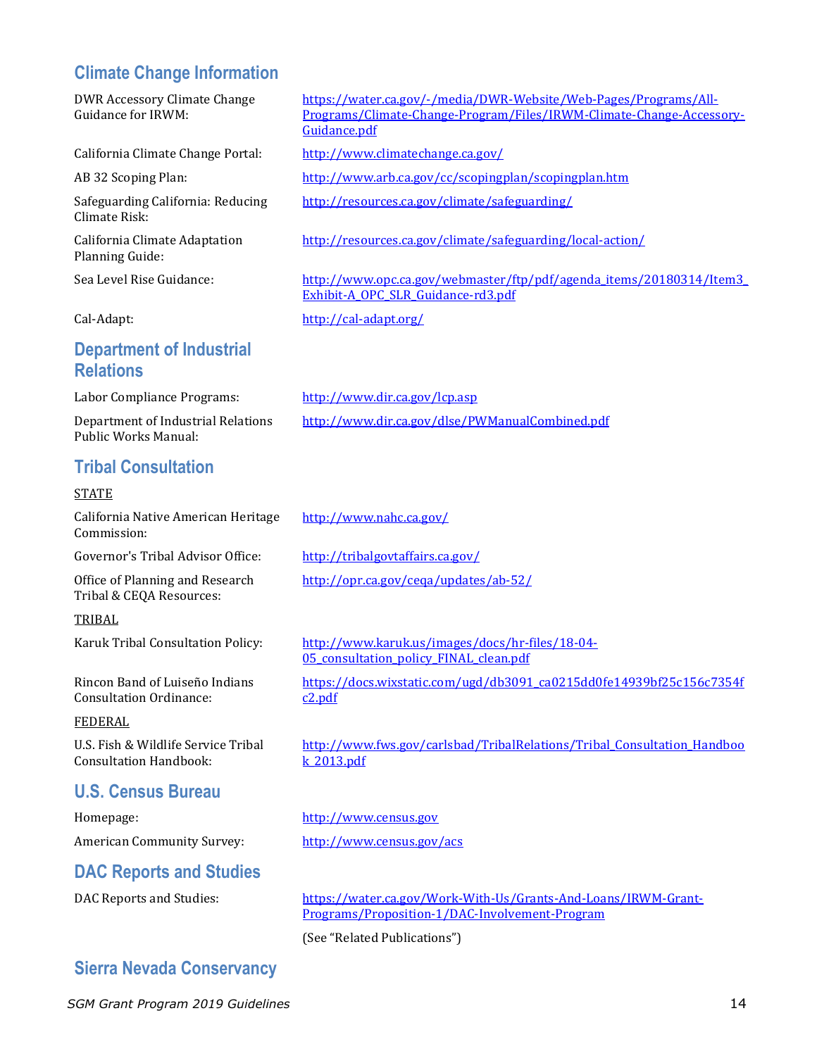## Climate Change Information

| | |
|---|---|
| DWR Accessory Climate Change Guidance for IRWM: | https://water.ca.gov/-/media/DWR-Website/Web-Pages/Programs/All-Programs/Climate-Change-Program/Files/IRWM-Climate-Change-Accessory-Guidance.pdf |
| California Climate Change Portal: | http://www.climatechange.ca.gov/ |
| AB 32 Scoping Plan: | http://www.arb.ca.gov/cc/scopingplan/scopingplan.htm |
| Safeguarding California: Reducing Climate Risk: | http://resources.ca.gov/climate/safeguarding/ |
| California Climate Adaptation Planning Guide: | http://resources.ca.gov/climate/safeguarding/local-action/ |
| Sea Level Rise Guidance: | http://www.opc.ca.gov/webmaster/ftp/pdf/agenda_items/20180314/Item3_Exhibit-A_OPC_SLR_Guidance-rd3.pdf |
| Cal-Adapt: | http://cal-adapt.org/ |

## Department of Industrial Relations

| | |
|---|---|
| Labor Compliance Programs: | http://www.dir.ca.gov/lcp.asp |
| Department of Industrial Relations Public Works Manual: | http://www.dir.ca.gov/dlse/PWManualCombined.pdf |

## Tribal Consultation

STATE

| | |
|---|---|
| California Native American Heritage Commission: | http://www.nahc.ca.gov/ |
| Governor's Tribal Advisor Office: | http://tribalgovtaffairs.ca.gov/ |
| Office of Planning and Research Tribal & CEQA Resources: | http://opr.ca.gov/ceqa/updates/ab-52/ |

TRIBAL

| | |
|---|---|
| Karuk Tribal Consultation Policy: | http://www.karuk.us/images/docs/hr-files/18-04-05_consultation_policy_FINAL_clean.pdf |
| Rincon Band of Luiseño Indians Consultation Ordinance: | https://docs.wixstatic.com/ugd/db3091_ca0215dd0fe14939bf25c156c7354fc2.pdf |

FEDERAL

| | |
|---|---|
| U.S. Fish & Wildlife Service Tribal Consultation Handbook: | http://www.fws.gov/carlsbad/TribalRelations/Tribal_Consultation_Handbook_2013.pdf |

## U.S. Census Bureau

| | |
|---|---|
| Homepage: | http://www.census.gov |
| American Community Survey: | http://www.census.gov/acs |

## DAC Reports and Studies

| | |
|---|---|
| DAC Reports and Studies: | https://water.ca.gov/Work-With-Us/Grants-And-Loans/IRWM-Grant-Programs/Proposition-1/DAC-Involvement-Program (See "Related Publications") |

## Sierra Nevada Conservancy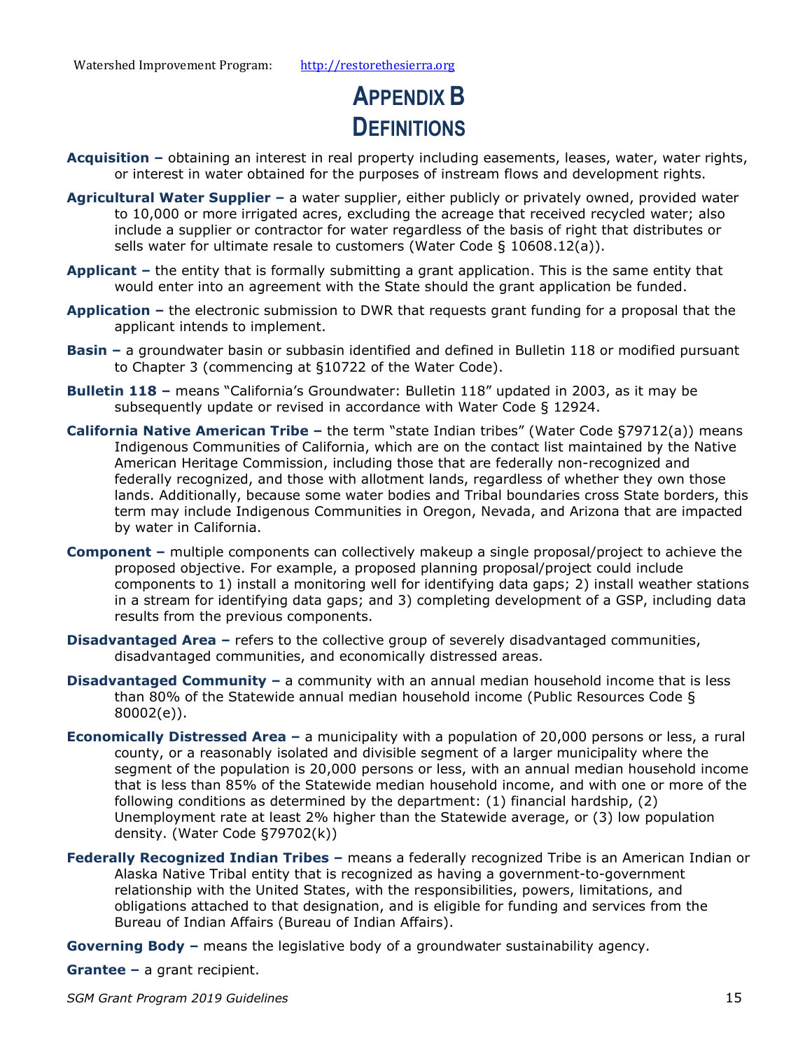# APPENDIX B
# DEFINITIONS

**Acquisition –** obtaining an interest in real property including easements, leases, water, water rights, or interest in water obtained for the purposes of instream flows and development rights.

**Agricultural Water Supplier –** a water supplier, either publicly or privately owned, provided water to 10,000 or more irrigated acres, excluding the acreage that received recycled water; also include a supplier or contractor for water regardless of the basis of right that distributes or sells water for ultimate resale to customers (Water Code § 10608.12(a)).

**Applicant –** the entity that is formally submitting a grant application. This is the same entity that would enter into an agreement with the State should the grant application be funded.

**Application –** the electronic submission to DWR that requests grant funding for a proposal that the applicant intends to implement.

**Basin –** a groundwater basin or subbasin identified and defined in Bulletin 118 or modified pursuant to Chapter 3 (commencing at §10722 of the Water Code).

**Bulletin 118 –** means "California's Groundwater: Bulletin 118" updated in 2003, as it may be subsequently update or revised in accordance with Water Code § 12924.

**California Native American Tribe –** the term "state Indian tribes" (Water Code §79712(a)) means Indigenous Communities of California, which are on the contact list maintained by the Native American Heritage Commission, including those that are federally non-recognized and federally recognized, and those with allotment lands, regardless of whether they own those lands. Additionally, because some water bodies and Tribal boundaries cross State borders, this term may include Indigenous Communities in Oregon, Nevada, and Arizona that are impacted by water in California.

**Component –** multiple components can collectively makeup a single proposal/project to achieve the proposed objective. For example, a proposed planning proposal/project could include components to 1) install a monitoring well for identifying data gaps; 2) install weather stations in a stream for identifying data gaps; and 3) completing development of a GSP, including data results from the previous components.

**Disadvantaged Area –** refers to the collective group of severely disadvantaged communities, disadvantaged communities, and economically distressed areas.

**Disadvantaged Community –** a community with an annual median household income that is less than 80% of the Statewide annual median household income (Public Resources Code § 80002(e)).

**Economically Distressed Area –** a municipality with a population of 20,000 persons or less, a rural county, or a reasonably isolated and divisible segment of a larger municipality where the segment of the population is 20,000 persons or less, with an annual median household income that is less than 85% of the Statewide median household income, and with one or more of the following conditions as determined by the department: (1) financial hardship, (2) Unemployment rate at least 2% higher than the Statewide average, or (3) low population density. (Water Code §79702(k))

**Federally Recognized Indian Tribes –** means a federally recognized Tribe is an American Indian or Alaska Native Tribal entity that is recognized as having a government-to-government relationship with the United States, with the responsibilities, powers, limitations, and obligations attached to that designation, and is eligible for funding and services from the Bureau of Indian Affairs (Bureau of Indian Affairs).

**Governing Body –** means the legislative body of a groundwater sustainability agency.

**Grantee –** a grant recipient.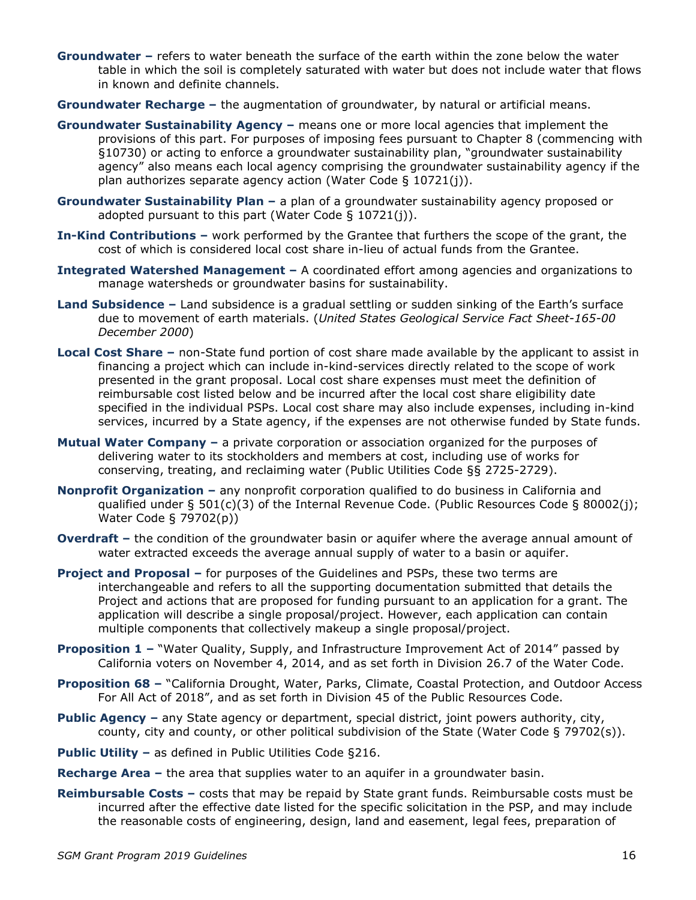**Groundwater –** refers to water beneath the surface of the earth within the zone below the water table in which the soil is completely saturated with water but does not include water that flows in known and definite channels.

**Groundwater Recharge –** the augmentation of groundwater, by natural or artificial means.

**Groundwater Sustainability Agency –** means one or more local agencies that implement the provisions of this part. For purposes of imposing fees pursuant to Chapter 8 (commencing with §10730) or acting to enforce a groundwater sustainability plan, "groundwater sustainability agency" also means each local agency comprising the groundwater sustainability agency if the plan authorizes separate agency action (Water Code § 10721(j)).

**Groundwater Sustainability Plan –** a plan of a groundwater sustainability agency proposed or adopted pursuant to this part (Water Code § 10721(j)).

**In-Kind Contributions –** work performed by the Grantee that furthers the scope of the grant, the cost of which is considered local cost share in-lieu of actual funds from the Grantee.

**Integrated Watershed Management –** A coordinated effort among agencies and organizations to manage watersheds or groundwater basins for sustainability.

**Land Subsidence –** Land subsidence is a gradual settling or sudden sinking of the Earth's surface due to movement of earth materials. (*United States Geological Service Fact Sheet-165-00 December 2000*)

**Local Cost Share –** non-State fund portion of cost share made available by the applicant to assist in financing a project which can include in-kind-services directly related to the scope of work presented in the grant proposal. Local cost share expenses must meet the definition of reimbursable cost listed below and be incurred after the local cost share eligibility date specified in the individual PSPs. Local cost share may also include expenses, including in-kind services, incurred by a State agency, if the expenses are not otherwise funded by State funds.

**Mutual Water Company –** a private corporation or association organized for the purposes of delivering water to its stockholders and members at cost, including use of works for conserving, treating, and reclaiming water (Public Utilities Code §§ 2725-2729).

**Nonprofit Organization –** any nonprofit corporation qualified to do business in California and qualified under § 501(c)(3) of the Internal Revenue Code. (Public Resources Code § 80002(j); Water Code § 79702(p))

**Overdraft –** the condition of the groundwater basin or aquifer where the average annual amount of water extracted exceeds the average annual supply of water to a basin or aquifer.

**Project and Proposal –** for purposes of the Guidelines and PSPs, these two terms are interchangeable and refers to all the supporting documentation submitted that details the Project and actions that are proposed for funding pursuant to an application for a grant. The application will describe a single proposal/project. However, each application can contain multiple components that collectively makeup a single proposal/project.

**Proposition 1 –** "Water Quality, Supply, and Infrastructure Improvement Act of 2014" passed by California voters on November 4, 2014, and as set forth in Division 26.7 of the Water Code.

**Proposition 68 –** "California Drought, Water, Parks, Climate, Coastal Protection, and Outdoor Access For All Act of 2018", and as set forth in Division 45 of the Public Resources Code.

**Public Agency –** any State agency or department, special district, joint powers authority, city, county, city and county, or other political subdivision of the State (Water Code § 79702(s)).

**Public Utility –** as defined in Public Utilities Code §216.

**Recharge Area –** the area that supplies water to an aquifer in a groundwater basin.

**Reimbursable Costs –** costs that may be repaid by State grant funds. Reimbursable costs must be incurred after the effective date listed for the specific solicitation in the PSP, and may include the reasonable costs of engineering, design, land and easement, legal fees, preparation of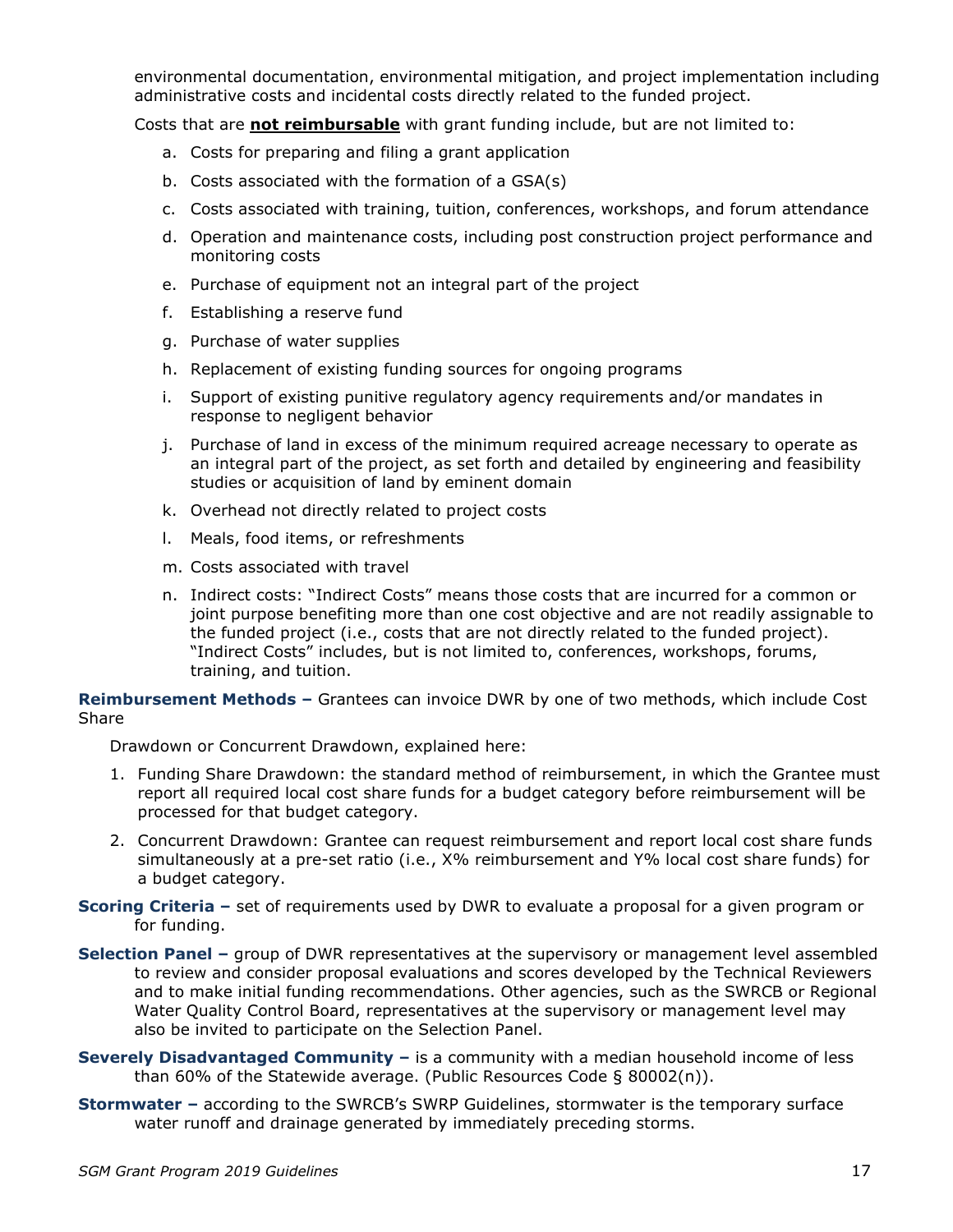environmental documentation, environmental mitigation, and project implementation including administrative costs and incidental costs directly related to the funded project.

Costs that are **not reimbursable** with grant funding include, but are not limited to:

a. Costs for preparing and filing a grant application
b. Costs associated with the formation of a GSA(s)
c. Costs associated with training, tuition, conferences, workshops, and forum attendance
d. Operation and maintenance costs, including post construction project performance and monitoring costs
e. Purchase of equipment not an integral part of the project
f. Establishing a reserve fund
g. Purchase of water supplies
h. Replacement of existing funding sources for ongoing programs
i. Support of existing punitive regulatory agency requirements and/or mandates in response to negligent behavior
j. Purchase of land in excess of the minimum required acreage necessary to operate as an integral part of the project, as set forth and detailed by engineering and feasibility studies or acquisition of land by eminent domain
k. Overhead not directly related to project costs
l. Meals, food items, or refreshments
m. Costs associated with travel
n. Indirect costs: "Indirect Costs" means those costs that are incurred for a common or joint purpose benefiting more than one cost objective and are not readily assignable to the funded project (i.e., costs that are not directly related to the funded project). "Indirect Costs" includes, but is not limited to, conferences, workshops, forums, training, and tuition.

**Reimbursement Methods –** Grantees can invoice DWR by one of two methods, which include Cost Share

Drawdown or Concurrent Drawdown, explained here:

1. Funding Share Drawdown: the standard method of reimbursement, in which the Grantee must report all required local cost share funds for a budget category before reimbursement will be processed for that budget category.
2. Concurrent Drawdown: Grantee can request reimbursement and report local cost share funds simultaneously at a pre-set ratio (i.e., X% reimbursement and Y% local cost share funds) for a budget category.

**Scoring Criteria –** set of requirements used by DWR to evaluate a proposal for a given program or for funding.

**Selection Panel –** group of DWR representatives at the supervisory or management level assembled to review and consider proposal evaluations and scores developed by the Technical Reviewers and to make initial funding recommendations. Other agencies, such as the SWRCB or Regional Water Quality Control Board, representatives at the supervisory or management level may also be invited to participate on the Selection Panel.

**Severely Disadvantaged Community –** is a community with a median household income of less than 60% of the Statewide average. (Public Resources Code § 80002(n)).

**Stormwater –** according to the SWRCB's SWRP Guidelines, stormwater is the temporary surface water runoff and drainage generated by immediately preceding storms.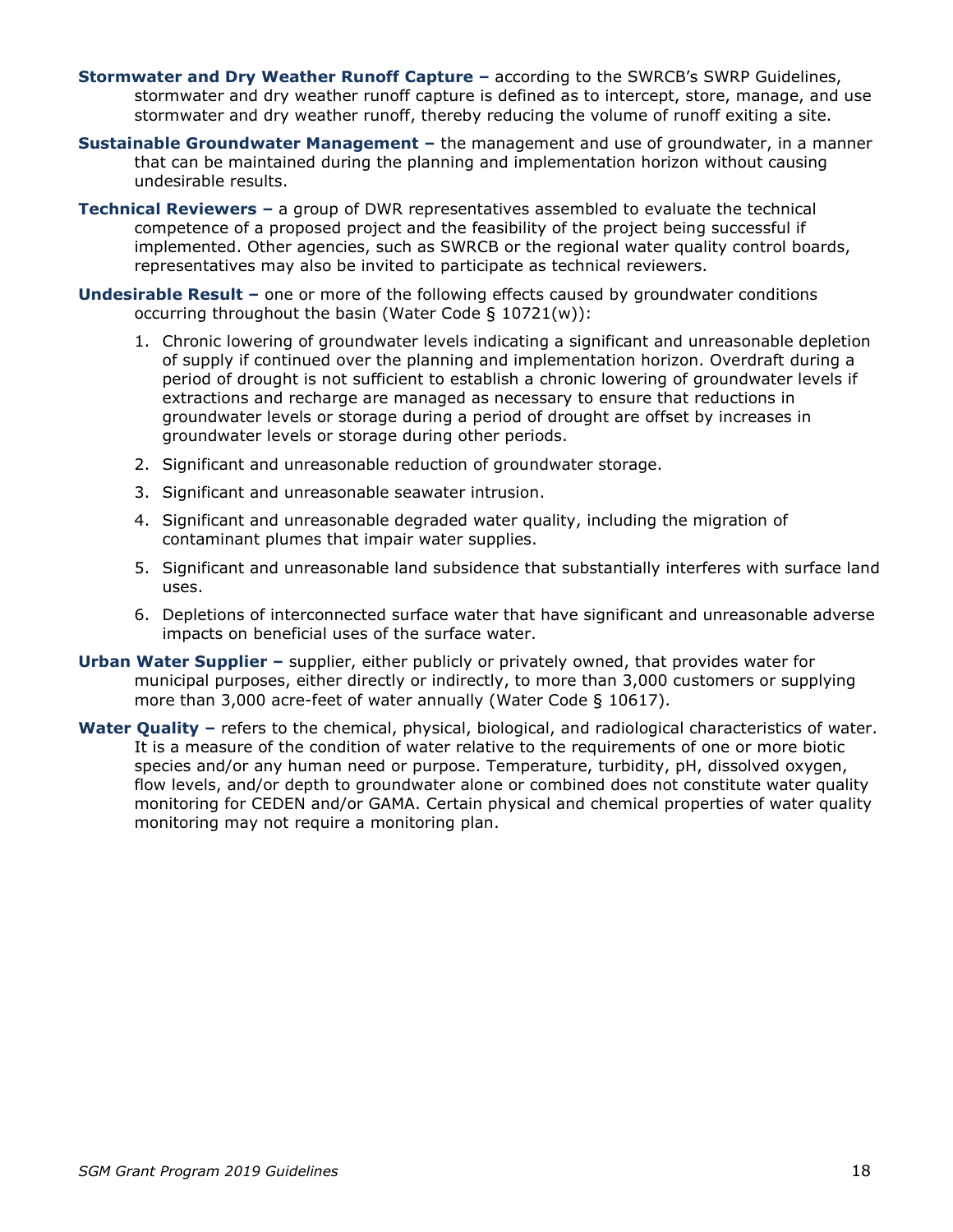**Stormwater and Dry Weather Runoff Capture –** according to the SWRCB's SWRP Guidelines, stormwater and dry weather runoff capture is defined as to intercept, store, manage, and use stormwater and dry weather runoff, thereby reducing the volume of runoff exiting a site.

**Sustainable Groundwater Management –** the management and use of groundwater, in a manner that can be maintained during the planning and implementation horizon without causing undesirable results.

**Technical Reviewers –** a group of DWR representatives assembled to evaluate the technical competence of a proposed project and the feasibility of the project being successful if implemented. Other agencies, such as SWRCB or the regional water quality control boards, representatives may also be invited to participate as technical reviewers.

**Undesirable Result –** one or more of the following effects caused by groundwater conditions occurring throughout the basin (Water Code § 10721(w)):

1. Chronic lowering of groundwater levels indicating a significant and unreasonable depletion of supply if continued over the planning and implementation horizon. Overdraft during a period of drought is not sufficient to establish a chronic lowering of groundwater levels if extractions and recharge are managed as necessary to ensure that reductions in groundwater levels or storage during a period of drought are offset by increases in groundwater levels or storage during other periods.
2. Significant and unreasonable reduction of groundwater storage.
3. Significant and unreasonable seawater intrusion.
4. Significant and unreasonable degraded water quality, including the migration of contaminant plumes that impair water supplies.
5. Significant and unreasonable land subsidence that substantially interferes with surface land uses.
6. Depletions of interconnected surface water that have significant and unreasonable adverse impacts on beneficial uses of the surface water.

**Urban Water Supplier –** supplier, either publicly or privately owned, that provides water for municipal purposes, either directly or indirectly, to more than 3,000 customers or supplying more than 3,000 acre-feet of water annually (Water Code § 10617).

**Water Quality –** refers to the chemical, physical, biological, and radiological characteristics of water. It is a measure of the condition of water relative to the requirements of one or more biotic species and/or any human need or purpose. Temperature, turbidity, pH, dissolved oxygen, flow levels, and/or depth to groundwater alone or combined does not constitute water quality monitoring for CEDEN and/or GAMA. Certain physical and chemical properties of water quality monitoring may not require a monitoring plan.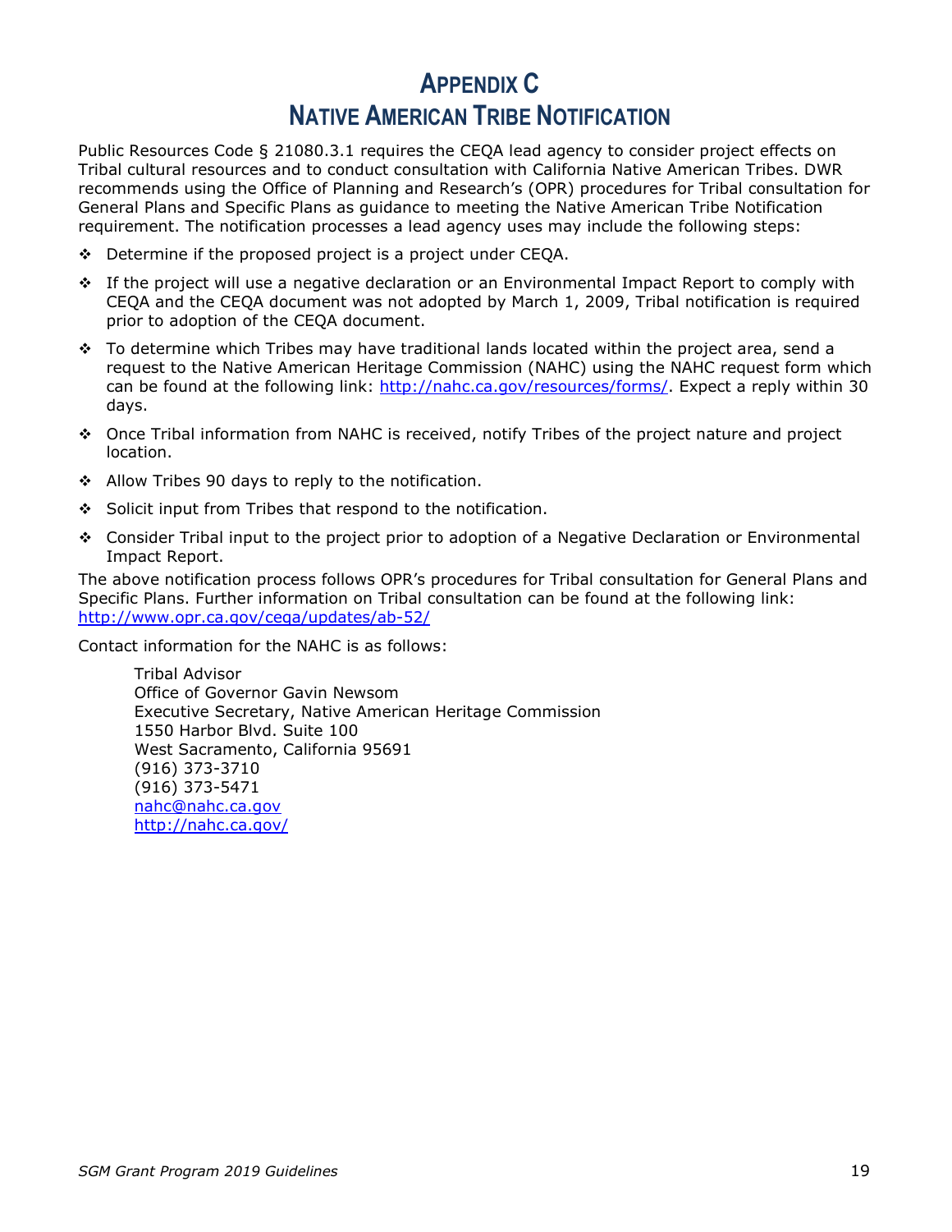# Appendix C
# Native American Tribe Notification

Public Resources Code § 21080.3.1 requires the CEQA lead agency to consider project effects on Tribal cultural resources and to conduct consultation with California Native American Tribes. DWR recommends using the Office of Planning and Research's (OPR) procedures for Tribal consultation for General Plans and Specific Plans as guidance to meeting the Native American Tribe Notification requirement. The notification processes a lead agency uses may include the following steps:

- Determine if the proposed project is a project under CEQA.
- If the project will use a negative declaration or an Environmental Impact Report to comply with CEQA and the CEQA document was not adopted by March 1, 2009, Tribal notification is required prior to adoption of the CEQA document.
- To determine which Tribes may have traditional lands located within the project area, send a request to the Native American Heritage Commission (NAHC) using the NAHC request form which can be found at the following link: http://nahc.ca.gov/resources/forms/. Expect a reply within 30 days.
- Once Tribal information from NAHC is received, notify Tribes of the project nature and project location.
- Allow Tribes 90 days to reply to the notification.
- Solicit input from Tribes that respond to the notification.
- Consider Tribal input to the project prior to adoption of a Negative Declaration or Environmental Impact Report.

The above notification process follows OPR's procedures for Tribal consultation for General Plans and Specific Plans. Further information on Tribal consultation can be found at the following link: http://www.opr.ca.gov/ceqa/updates/ab-52/

Contact information for the NAHC is as follows:

Tribal Advisor
Office of Governor Gavin Newsom
Executive Secretary, Native American Heritage Commission
1550 Harbor Blvd. Suite 100
West Sacramento, California 95691
(916) 373-3710
(916) 373-5471
nahc@nahc.ca.gov
http://nahc.ca.gov/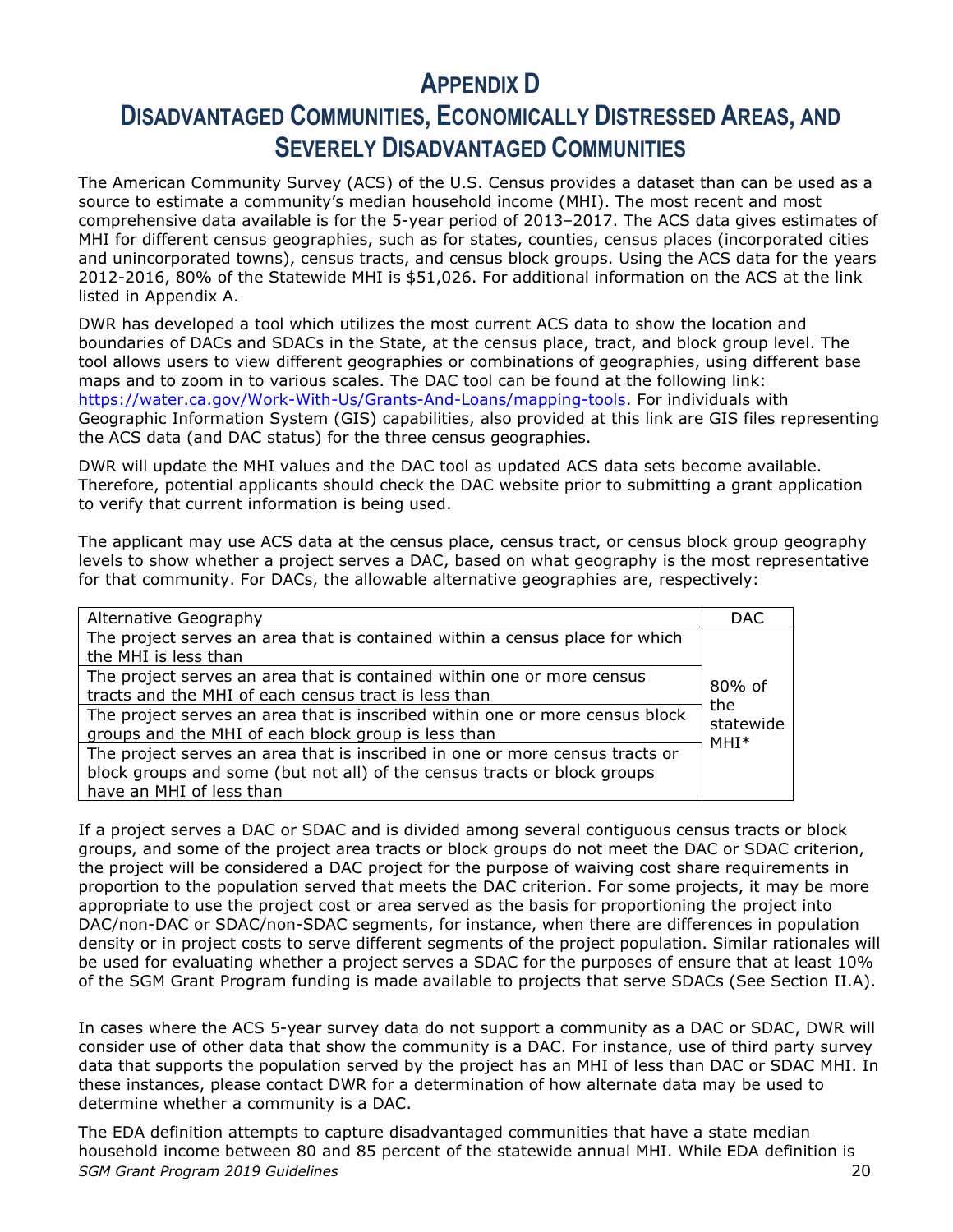# Appendix D

# Disadvantaged Communities, Economically Distressed Areas, and Severely Disadvantaged Communities

The American Community Survey (ACS) of the U.S. Census provides a dataset than can be used as a source to estimate a community's median household income (MHI). The most recent and most comprehensive data available is for the 5-year period of 2013–2017. The ACS data gives estimates of MHI for different census geographies, such as for states, counties, census places (incorporated cities and unincorporated towns), census tracts, and census block groups. Using the ACS data for the years 2012-2016, 80% of the Statewide MHI is $51,026. For additional information on the ACS at the link listed in Appendix A.

DWR has developed a tool which utilizes the most current ACS data to show the location and boundaries of DACs and SDACs in the State, at the census place, tract, and block group level. The tool allows users to view different geographies or combinations of geographies, using different base maps and to zoom in to various scales. The DAC tool can be found at the following link: https://water.ca.gov/Work-With-Us/Grants-And-Loans/mapping-tools. For individuals with Geographic Information System (GIS) capabilities, also provided at this link are GIS files representing the ACS data (and DAC status) for the three census geographies.

DWR will update the MHI values and the DAC tool as updated ACS data sets become available. Therefore, potential applicants should check the DAC website prior to submitting a grant application to verify that current information is being used.

The applicant may use ACS data at the census place, census tract, or census block group geography levels to show whether a project serves a DAC, based on what geography is the most representative for that community. For DACs, the allowable alternative geographies are, respectively:

| Alternative Geography | DAC |
|---|---|
| The project serves an area that is contained within a census place for which the MHI is less than | 80% of the statewide MHI* |
| The project serves an area that is contained within one or more census tracts and the MHI of each census tract is less than | |
| The project serves an area that is inscribed within one or more census block groups and the MHI of each block group is less than | |
| The project serves an area that is inscribed in one or more census tracts or block groups and some (but not all) of the census tracts or block groups have an MHI of less than | |

If a project serves a DAC or SDAC and is divided among several contiguous census tracts or block groups, and some of the project area tracts or block groups do not meet the DAC or SDAC criterion, the project will be considered a DAC project for the purpose of waiving cost share requirements in proportion to the population served that meets the DAC criterion. For some projects, it may be more appropriate to use the project cost or area served as the basis for proportioning the project into DAC/non-DAC or SDAC/non-SDAC segments, for instance, when there are differences in population density or in project costs to serve different segments of the project population. Similar rationales will be used for evaluating whether a project serves a SDAC for the purposes of ensure that at least 10% of the SGM Grant Program funding is made available to projects that serve SDACs (See Section II.A).

In cases where the ACS 5-year survey data do not support a community as a DAC or SDAC, DWR will consider use of other data that show the community is a DAC. For instance, use of third party survey data that supports the population served by the project has an MHI of less than DAC or SDAC MHI. In these instances, please contact DWR for a determination of how alternate data may be used to determine whether a community is a DAC.

The EDA definition attempts to capture disadvantaged communities that have a state median household income between 80 and 85 percent of the statewide annual MHI. While EDA definition is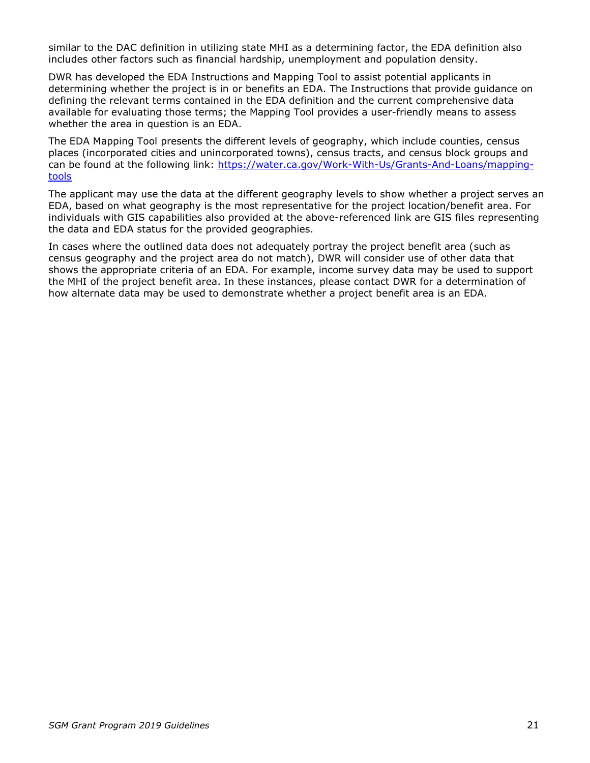similar to the DAC definition in utilizing state MHI as a determining factor, the EDA definition also includes other factors such as financial hardship, unemployment and population density.

DWR has developed the EDA Instructions and Mapping Tool to assist potential applicants in determining whether the project is in or benefits an EDA. The Instructions that provide guidance on defining the relevant terms contained in the EDA definition and the current comprehensive data available for evaluating those terms; the Mapping Tool provides a user-friendly means to assess whether the area in question is an EDA.

The EDA Mapping Tool presents the different levels of geography, which include counties, census places (incorporated cities and unincorporated towns), census tracts, and census block groups and can be found at the following link: [https://water.ca.gov/Work-With-Us/Grants-And-Loans/mapping-tools](https://water.ca.gov/Work-With-Us/Grants-And-Loans/mapping-tools)

The applicant may use the data at the different geography levels to show whether a project serves an EDA, based on what geography is the most representative for the project location/benefit area. For individuals with GIS capabilities also provided at the above-referenced link are GIS files representing the data and EDA status for the provided geographies.

In cases where the outlined data does not adequately portray the project benefit area (such as census geography and the project area do not match), DWR will consider use of other data that shows the appropriate criteria of an EDA. For example, income survey data may be used to support the MHI of the project benefit area. In these instances, please contact DWR for a determination of how alternate data may be used to demonstrate whether a project benefit area is an EDA.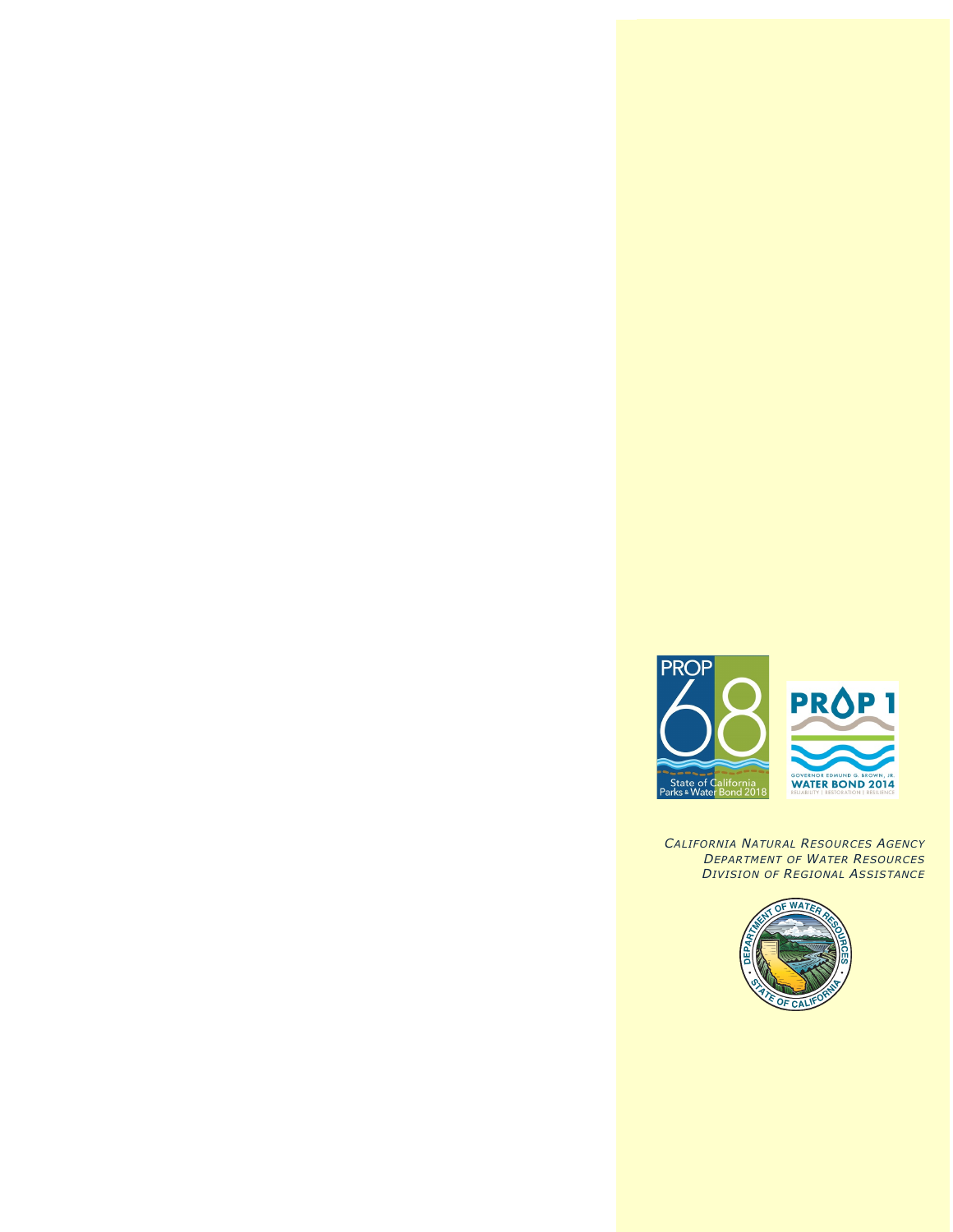*California Natural Resources Agency*
*Department of Water Resources*
*Division of Regional Assistance*